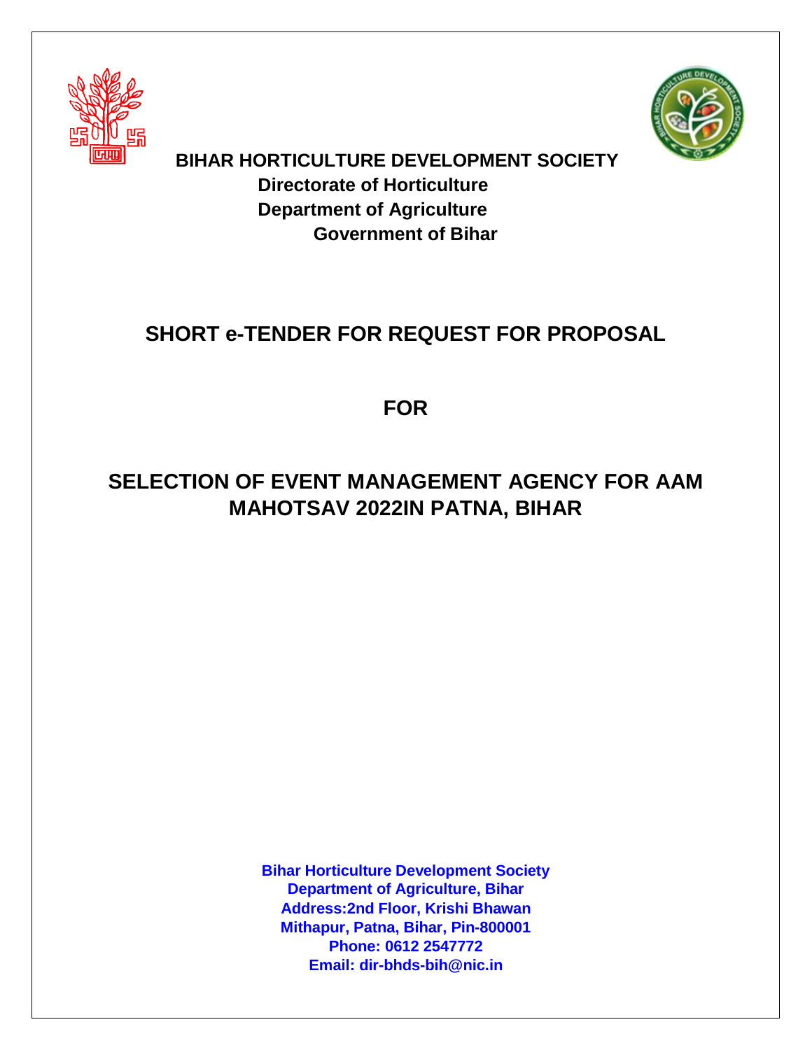**BIHAR HORTICULTURE DEVELOPMENT SOCIETY**
**Directorate of Horticulture**
**Department of Agriculture**
**Government of Bihar**

# SHORT e-TENDER FOR REQUEST FOR PROPOSAL

# FOR

# SELECTION OF EVENT MANAGEMENT AGENCY FOR AAM MAHOTSAV 2022IN PATNA, BIHAR

**Bihar Horticulture Development Society**
**Department of Agriculture, Bihar**
**Address:2nd Floor, Krishi Bhawan**
**Mithapur, Patna, Bihar, Pin-800001**
**Phone: 0612 2547772**
**Email: dir-bhds-bih@nic.in**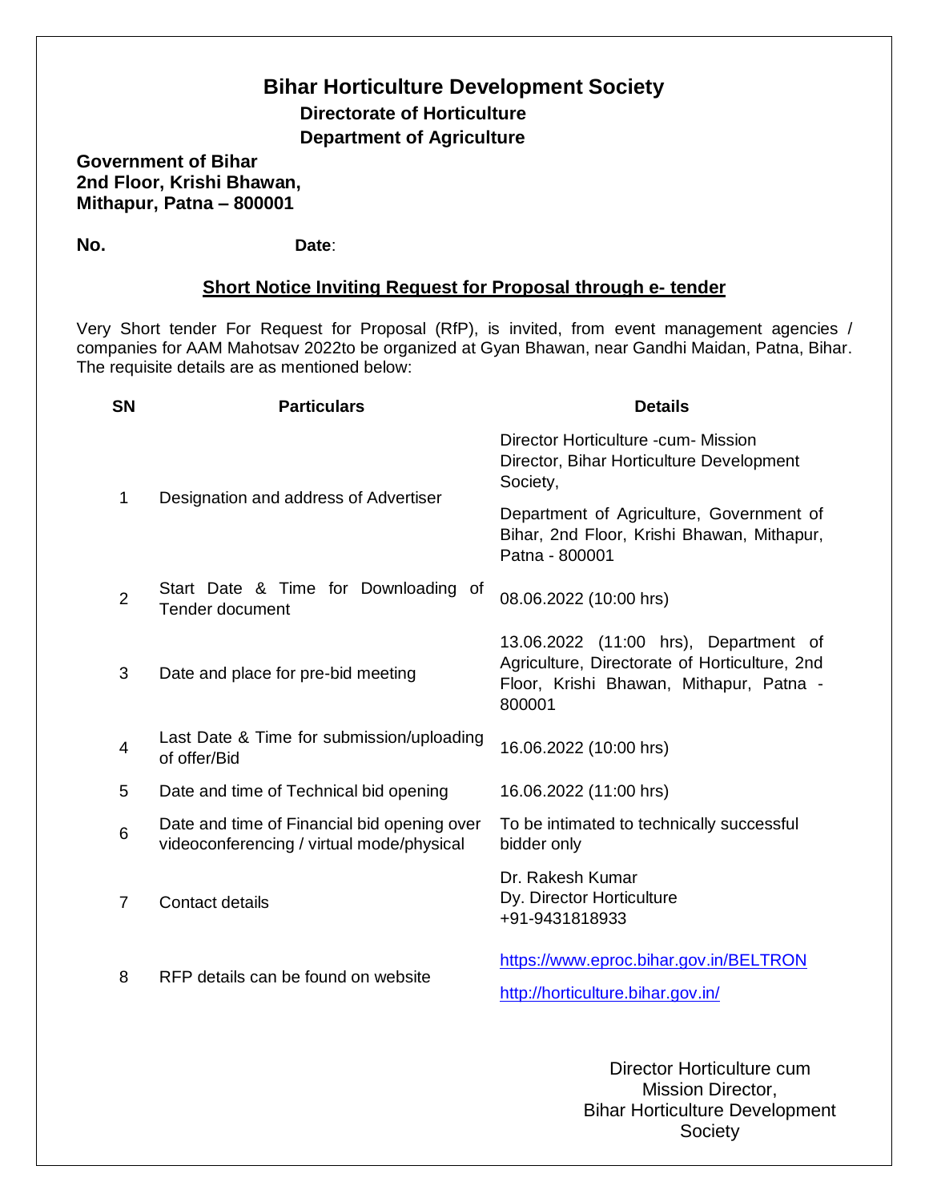# Bihar Horticulture Development Society

**Directorate of Horticulture**

**Department of Agriculture**

**Government of Bihar**
**2nd Floor, Krishi Bhawan,**
**Mithapur, Patna – 800001**

**No.** **Date**:

## Short Notice Inviting Request for Proposal through e- tender

Very Short tender For Request for Proposal (RfP), is invited, from event management agencies / companies for AAM Mahotsav 2022to be organized at Gyan Bhawan, near Gandhi Maidan, Patna, Bihar. The requisite details are as mentioned below:

| SN | Particulars | Details |
|---|---|---|
| 1 | Designation and address of Advertiser | Director Horticulture -cum- Mission Director, Bihar Horticulture Development Society,<br>Department of Agriculture, Government of Bihar, 2nd Floor, Krishi Bhawan, Mithapur, Patna - 800001 |
| 2 | Start Date & Time for Downloading of Tender document | 08.06.2022 (10:00 hrs) |
| 3 | Date and place for pre-bid meeting | 13.06.2022 (11:00 hrs), Department of Agriculture, Directorate of Horticulture, 2nd Floor, Krishi Bhawan, Mithapur, Patna - 800001 |
| 4 | Last Date & Time for submission/uploading of offer/Bid | 16.06.2022 (10:00 hrs) |
| 5 | Date and time of Technical bid opening | 16.06.2022 (11:00 hrs) |
| 6 | Date and time of Financial bid opening over videoconferencing / virtual mode/physical | To be intimated to technically successful bidder only |
| 7 | Contact details | Dr. Rakesh Kumar<br>Dy. Director Horticulture<br>+91-9431818933 |
| 8 | RFP details can be found on website | https://www.eproc.bihar.gov.in/BELTRON<br>http://horticulture.bihar.gov.in/ |

Director Horticulture cum
Mission Director,
Bihar Horticulture Development
Society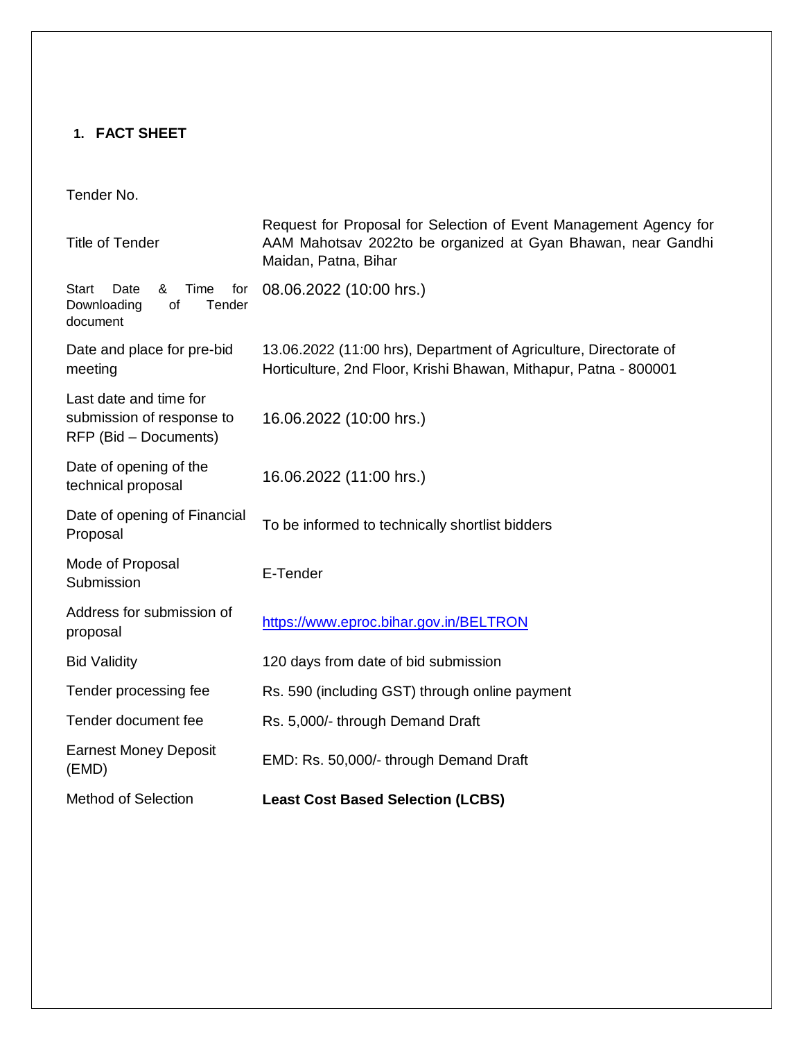## 1. FACT SHEET

| | |
|---|---|
| Tender No. | |
| Title of Tender | Request for Proposal for Selection of Event Management Agency for AAM Mahotsav 2022to be organized at Gyan Bhawan, near Gandhi Maidan, Patna, Bihar |
| Start Date & Time for Downloading of Tender document | 08.06.2022 (10:00 hrs.) |
| Date and place for pre-bid meeting | 13.06.2022 (11:00 hrs), Department of Agriculture, Directorate of Horticulture, 2nd Floor, Krishi Bhawan, Mithapur, Patna - 800001 |
| Last date and time for submission of response to RFP (Bid – Documents) | 16.06.2022 (10:00 hrs.) |
| Date of opening of the technical proposal | 16.06.2022 (11:00 hrs.) |
| Date of opening of Financial Proposal | To be informed to technically shortlist bidders |
| Mode of Proposal Submission | E-Tender |
| Address for submission of proposal | https://www.eproc.bihar.gov.in/BELTRON |
| Bid Validity | 120 days from date of bid submission |
| Tender processing fee | Rs. 590 (including GST) through online payment |
| Tender document fee | Rs. 5,000/- through Demand Draft |
| Earnest Money Deposit (EMD) | EMD: Rs. 50,000/- through Demand Draft |
| Method of Selection | **Least Cost Based Selection (LCBS)** |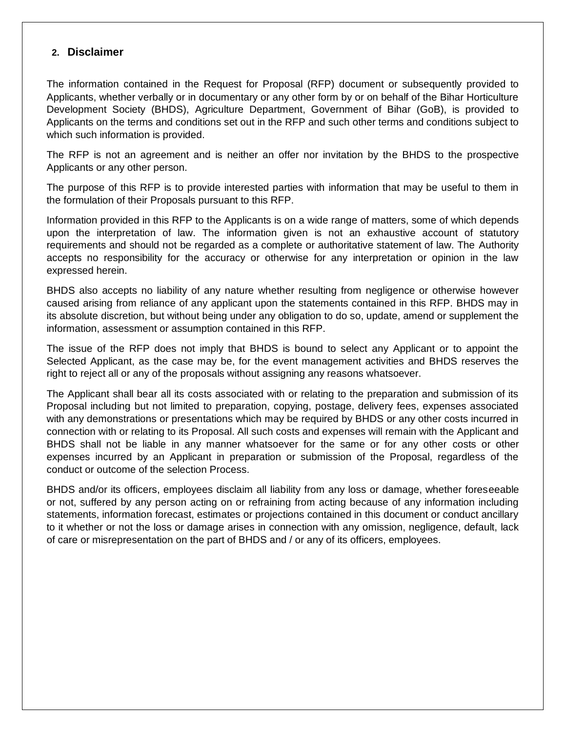## 2. Disclaimer

The information contained in the Request for Proposal (RFP) document or subsequently provided to Applicants, whether verbally or in documentary or any other form by or on behalf of the Bihar Horticulture Development Society (BHDS), Agriculture Department, Government of Bihar (GoB), is provided to Applicants on the terms and conditions set out in the RFP and such other terms and conditions subject to which such information is provided.

The RFP is not an agreement and is neither an offer nor invitation by the BHDS to the prospective Applicants or any other person.

The purpose of this RFP is to provide interested parties with information that may be useful to them in the formulation of their Proposals pursuant to this RFP.

Information provided in this RFP to the Applicants is on a wide range of matters, some of which depends upon the interpretation of law. The information given is not an exhaustive account of statutory requirements and should not be regarded as a complete or authoritative statement of law. The Authority accepts no responsibility for the accuracy or otherwise for any interpretation or opinion in the law expressed herein.

BHDS also accepts no liability of any nature whether resulting from negligence or otherwise however caused arising from reliance of any applicant upon the statements contained in this RFP. BHDS may in its absolute discretion, but without being under any obligation to do so, update, amend or supplement the information, assessment or assumption contained in this RFP.

The issue of the RFP does not imply that BHDS is bound to select any Applicant or to appoint the Selected Applicant, as the case may be, for the event management activities and BHDS reserves the right to reject all or any of the proposals without assigning any reasons whatsoever.

The Applicant shall bear all its costs associated with or relating to the preparation and submission of its Proposal including but not limited to preparation, copying, postage, delivery fees, expenses associated with any demonstrations or presentations which may be required by BHDS or any other costs incurred in connection with or relating to its Proposal. All such costs and expenses will remain with the Applicant and BHDS shall not be liable in any manner whatsoever for the same or for any other costs or other expenses incurred by an Applicant in preparation or submission of the Proposal, regardless of the conduct or outcome of the selection Process.

BHDS and/or its officers, employees disclaim all liability from any loss or damage, whether foreseeable or not, suffered by any person acting on or refraining from acting because of any information including statements, information forecast, estimates or projections contained in this document or conduct ancillary to it whether or not the loss or damage arises in connection with any omission, negligence, default, lack of care or misrepresentation on the part of BHDS and / or any of its officers, employees.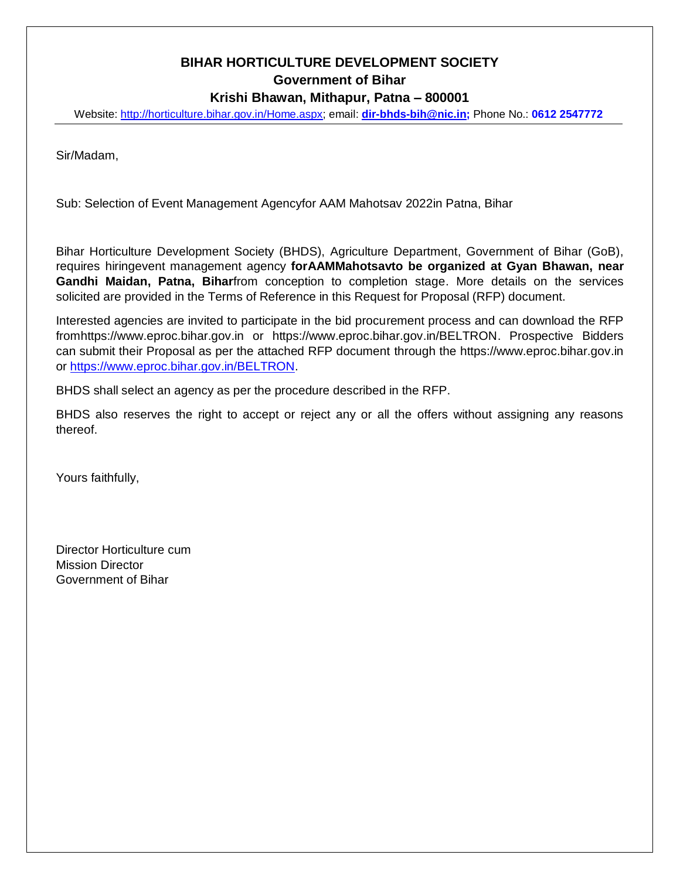**BIHAR HORTICULTURE DEVELOPMENT SOCIETY**
**Government of Bihar**
**Krishi Bhawan, Mithapur, Patna – 800001**

Website: http://horticulture.bihar.gov.in/Home.aspx; email: **dir-bhds-bih@nic.in;** Phone No.: **0612 2547772**

---

Sir/Madam,

Sub: Selection of Event Management Agencyfor AAM Mahotsav 2022in Patna, Bihar

Bihar Horticulture Development Society (BHDS), Agriculture Department, Government of Bihar (GoB), requires hiringevent management agency **forAAMMahotsavto be organized at Gyan Bhawan, near Gandhi Maidan, Patna, Bihar**from conception to completion stage. More details on the services solicited are provided in the Terms of Reference in this Request for Proposal (RFP) document.

Interested agencies are invited to participate in the bid procurement process and can download the RFP fromhttps://www.eproc.bihar.gov.in or https://www.eproc.bihar.gov.in/BELTRON. Prospective Bidders can submit their Proposal as per the attached RFP document through the https://www.eproc.bihar.gov.in or https://www.eproc.bihar.gov.in/BELTRON.

BHDS shall select an agency as per the procedure described in the RFP.

BHDS also reserves the right to accept or reject any or all the offers without assigning any reasons thereof.

Yours faithfully,

Director Horticulture cum
Mission Director
Government of Bihar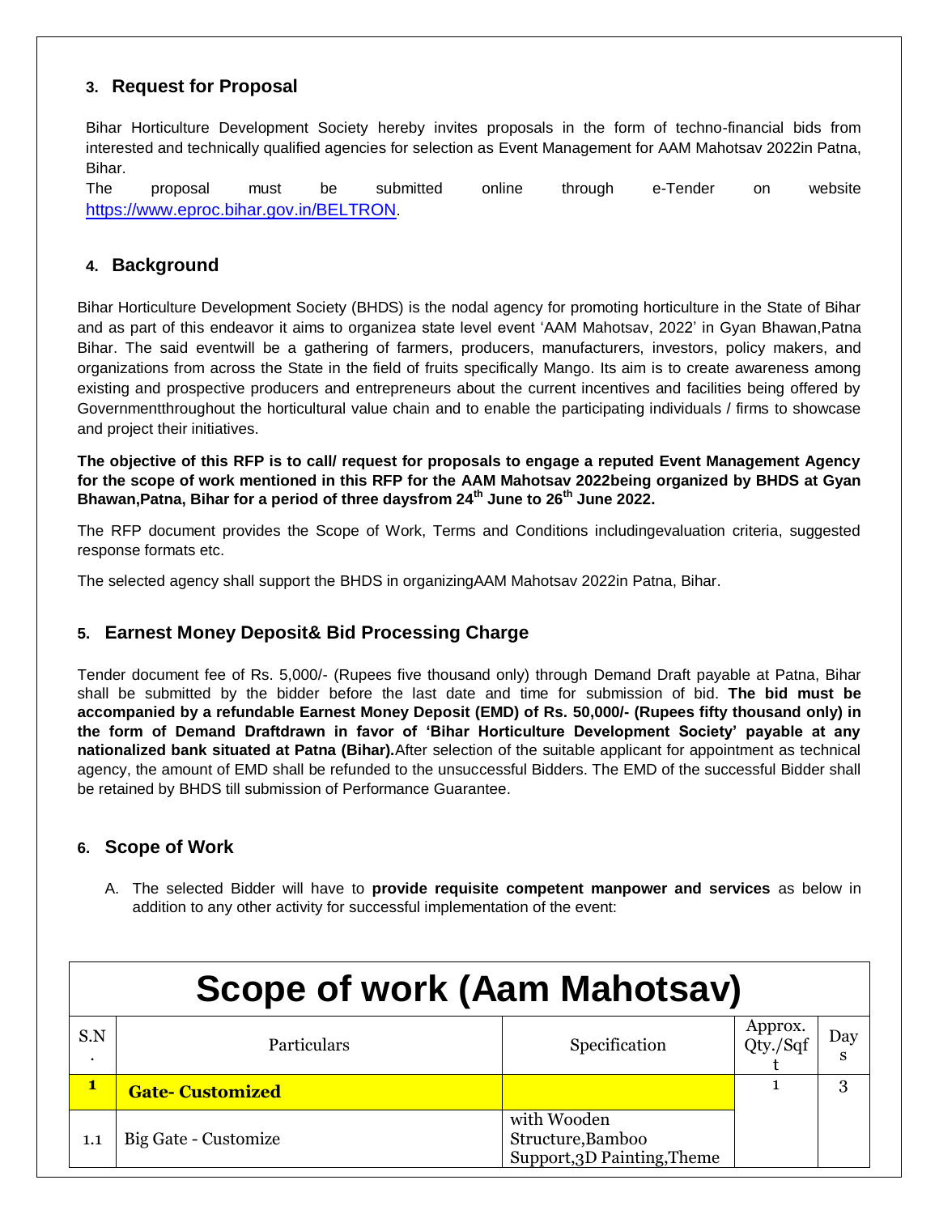## 3. Request for Proposal

Bihar Horticulture Development Society hereby invites proposals in the form of techno-financial bids from interested and technically qualified agencies for selection as Event Management for AAM Mahotsav 2022in Patna, Bihar.

The proposal must be submitted online through e-Tender on website https://www.eproc.bihar.gov.in/BELTRON.

## 4. Background

Bihar Horticulture Development Society (BHDS) is the nodal agency for promoting horticulture in the State of Bihar and as part of this endeavor it aims to organizea state level event 'AAM Mahotsav, 2022' in Gyan Bhawan,Patna Bihar. The said eventwill be a gathering of farmers, producers, manufacturers, investors, policy makers, and organizations from across the State in the field of fruits specifically Mango. Its aim is to create awareness among existing and prospective producers and entrepreneurs about the current incentives and facilities being offered by Governmentthroughout the horticultural value chain and to enable the participating individuals / firms to showcase and project their initiatives.

**The objective of this RFP is to call/ request for proposals to engage a reputed Event Management Agency for the scope of work mentioned in this RFP for the AAM Mahotsav 2022being organized by BHDS at Gyan Bhawan,Patna, Bihar for a period of three daysfrom 24th June to 26th June 2022.**

The RFP document provides the Scope of Work, Terms and Conditions includingevaluation criteria, suggested response formats etc.

The selected agency shall support the BHDS in organizingAAM Mahotsav 2022in Patna, Bihar.

## 5. Earnest Money Deposit& Bid Processing Charge

Tender document fee of Rs. 5,000/- (Rupees five thousand only) through Demand Draft payable at Patna, Bihar shall be submitted by the bidder before the last date and time for submission of bid. **The bid must be accompanied by a refundable Earnest Money Deposit (EMD) of Rs. 50,000/- (Rupees fifty thousand only) in the form of Demand Draftdrawn in favor of 'Bihar Horticulture Development Society' payable at any nationalized bank situated at Patna (Bihar).**After selection of the suitable applicant for appointment as technical agency, the amount of EMD shall be refunded to the unsuccessful Bidders. The EMD of the successful Bidder shall be retained by BHDS till submission of Performance Guarantee.

## 6. Scope of Work

A. The selected Bidder will have to **provide requisite competent manpower and services** as below in addition to any other activity for successful implementation of the event:

# Scope of work (Aam Mahotsav)

| S.N. | Particulars | Specification | Approx. Qty./Sqft | Days |
|---|---|---|---|---|
| **1** | **Gate- Customized** | | 1 | 3 |
| 1.1 | Big Gate - Customize | with Wooden Structure,Bamboo Support,3D Painting,Theme | | |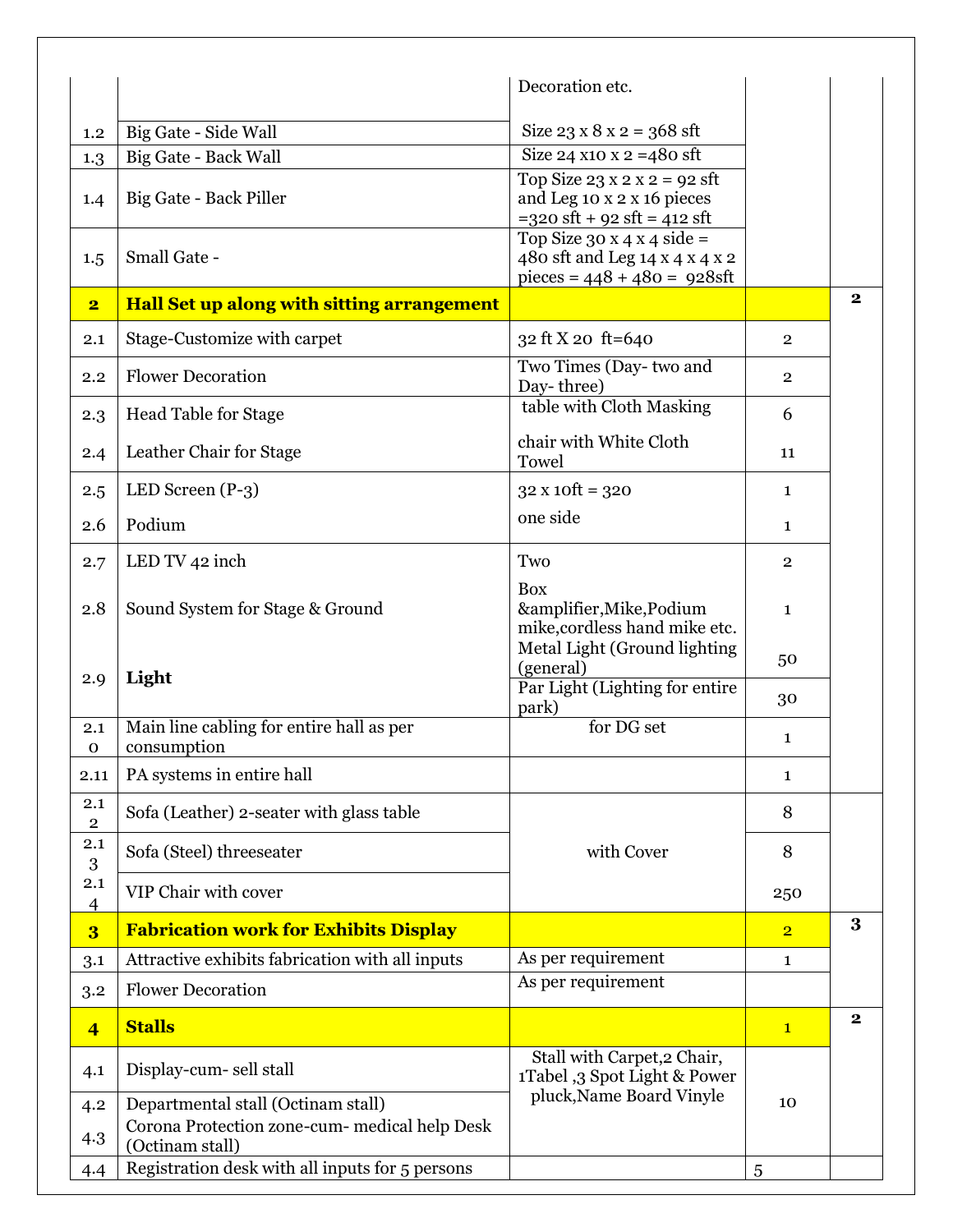| | | | | |
|---|---|---|---|---|
| | | Decoration etc. | | |
| 1.2 | Big Gate - Side Wall | Size 23 x 8 x 2 = 368 sft | | |
| 1.3 | Big Gate - Back Wall | Size 24 x10 x 2 =480 sft | | |
| 1.4 | Big Gate - Back Piller | Top Size 23 x 2 x 2 = 92 sft and Leg 10 x 2 x 16 pieces =320 sft + 92 sft = 412 sft | | |
| 1.5 | Small Gate - | Top Size 30 x 4 x 4 side = 480 sft and Leg 14 x 4 x 4 x 2 pieces = 448 + 480 = 928sft | | |
| **2** | **Hall Set up along with sitting arrangement** | | | **2** |
| 2.1 | Stage-Customize with carpet | 32 ft X 20 ft=640 | 2 | |
| 2.2 | Flower Decoration | Two Times (Day- two and Day- three) | 2 | |
| 2.3 | Head Table for Stage | table with Cloth Masking | 6 | |
| 2.4 | Leather Chair for Stage | chair with White Cloth Towel | 11 | |
| 2.5 | LED Screen (P-3) | 32 x 10ft = 320 | 1 | |
| 2.6 | Podium | one side | 1 | |
| 2.7 | LED TV 42 inch | Two | 2 | |
| 2.8 | Sound System for Stage & Ground | Box &amplifier,Mike,Podium mike,cordless hand mike etc. | 1 | |
| 2.9 | **Light** | Metal Light (Ground lighting (general) | 50 | |
| | | Par Light (Lighting for entire park) | 30 | |
| 2.10 | Main line cabling for entire hall as per consumption | for DG set | 1 | |
| 2.11 | PA systems in entire hall | | 1 | |
| 2.12 | Sofa (Leather) 2-seater with glass table | with Cover | 8 | |
| 2.13 | Sofa (Steel) threeseater | | 8 | |
| 2.14 | VIP Chair with cover | | 250 | |
| **3** | **Fabrication work for Exhibits Display** | | 2 | **3** |
| 3.1 | Attractive exhibits fabrication with all inputs | As per requirement | 1 | |
| 3.2 | Flower Decoration | As per requirement | | |
| **4** | **Stalls** | | 1 | **2** |
| 4.1 | Display-cum- sell stall | Stall with Carpet,2 Chair, 1Tabel ,3 Spot Light & Power pluck,Name Board Vinyle | 10 | |
| 4.2 | Departmental stall (Octinam stall) | | | |
| 4.3 | Corona Protection zone-cum- medical help Desk (Octinam stall) | | | |
| 4.4 | Registration desk with all inputs for 5 persons | | 5 | |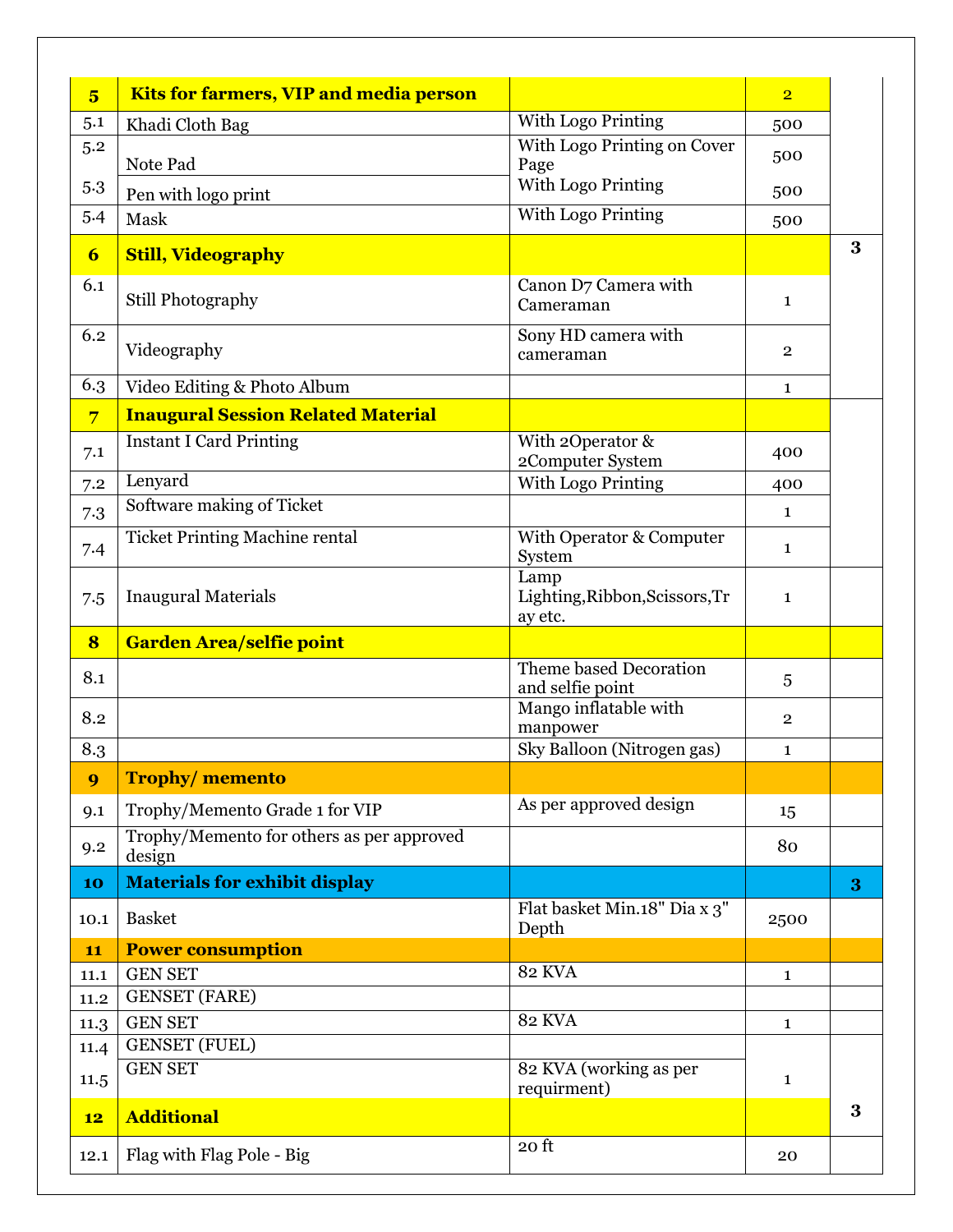| | | | | |
|---|---|---|---|---|
| **5** | **Kits for farmers, VIP and media person** | | 2 | |
| 5.1 | Khadi Cloth Bag | With Logo Printing | 500 | |
| 5.2 | Note Pad | With Logo Printing on Cover Page | 500 | |
| 5.3 | Pen with logo print | With Logo Printing | 500 | |
| 5.4 | Mask | With Logo Printing | 500 | |
| **6** | **Still, Videography** | | | **3** |
| 6.1 | Still Photography | Canon D7 Camera with Cameraman | 1 | |
| 6.2 | Videography | Sony HD camera with cameraman | 2 | |
| 6.3 | Video Editing & Photo Album | | 1 | |
| **7** | **Inaugural Session Related Material** | | | |
| 7.1 | Instant I Card Printing | With 2Operator & 2Computer System | 400 | |
| 7.2 | Lenyard | With Logo Printing | 400 | |
| 7.3 | Software making of Ticket | | 1 | |
| 7.4 | Ticket Printing Machine rental | With Operator & Computer System | 1 | |
| 7.5 | Inaugural Materials | Lamp Lighting,Ribbon,Scissors,Tray etc. | 1 | |
| **8** | **Garden Area/selfie point** | | | |
| 8.1 | | Theme based Decoration and selfie point | 5 | |
| 8.2 | | Mango inflatable with manpower | 2 | |
| 8.3 | | Sky Balloon (Nitrogen gas) | 1 | |
| **9** | **Trophy/ memento** | | | |
| 9.1 | Trophy/Memento Grade 1 for VIP | As per approved design | 15 | |
| 9.2 | Trophy/Memento for others as per approved design | | 80 | |
| **10** | **Materials for exhibit display** | | | **3** |
| 10.1 | Basket | Flat basket Min.18" Dia x 3" Depth | 2500 | |
| **11** | **Power consumption** | | | |
| 11.1 | GEN SET | 82 KVA | 1 | |
| 11.2 | GENSET (FARE) | | | |
| 11.3 | GEN SET | 82 KVA | 1 | |
| 11.4 | GENSET (FUEL) | | | |
| 11.5 | GEN SET | 82 KVA (working as per requirment) | 1 | |
| **12** | **Additional** | | | **3** |
| 12.1 | Flag with Flag Pole - Big | 20 ft | 20 | |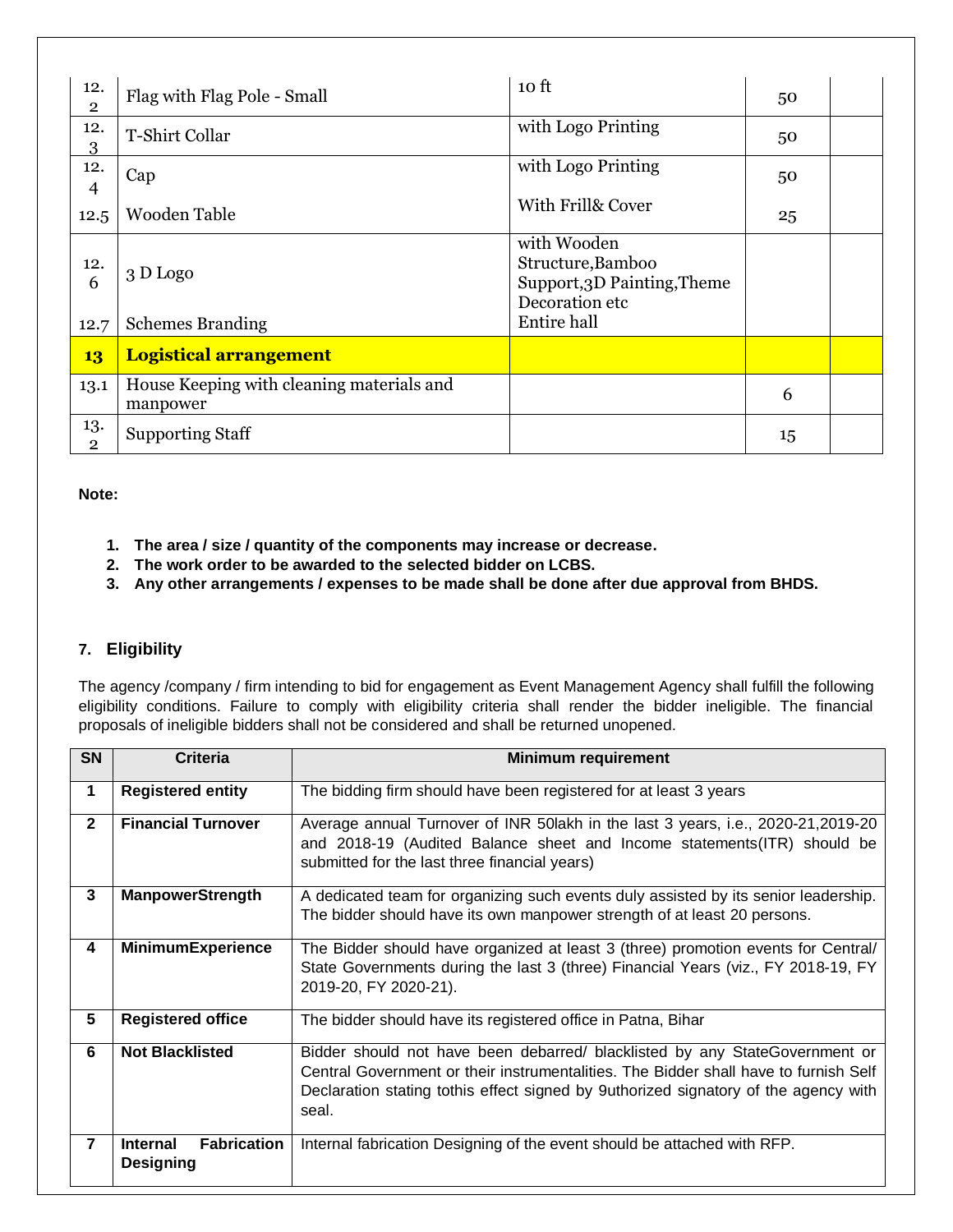| | | | | |
|---|---|---|---|---|
| 12.2 | Flag with Flag Pole - Small | 10 ft | 50 | |
| 12.3 | T-Shirt Collar | with Logo Printing | 50 | |
| 12.4 | Cap | with Logo Printing | 50 | |
| 12.5 | Wooden Table | With Frill& Cover | 25 | |
| 12.6 | 3 D Logo | with Wooden Structure,Bamboo Support,3D Painting,Theme Decoration etc | | |
| 12.7 | Schemes Branding | Entire hall | | |
| **13** | **Logistical arrangement** | | | |
| 13.1 | House Keeping with cleaning materials and manpower | | 6 | |
| 13.2 | Supporting Staff | | 15 | |

**Note:**

1. **The area / size / quantity of the components may increase or decrease.**
2. **The work order to be awarded to the selected bidder on LCBS.**
3. **Any other arrangements / expenses to be made shall be done after due approval from BHDS.**

## 7. Eligibility

The agency /company / firm intending to bid for engagement as Event Management Agency shall fulfill the following eligibility conditions. Failure to comply with eligibility criteria shall render the bidder ineligible. The financial proposals of ineligible bidders shall not be considered and shall be returned unopened.

| SN | Criteria | Minimum requirement |
|---|---|---|
| 1 | **Registered entity** | The bidding firm should have been registered for at least 3 years |
| 2 | **Financial Turnover** | Average annual Turnover of INR 50lakh in the last 3 years, i.e., 2020-21,2019-20 and 2018-19 (Audited Balance sheet and Income statements(ITR) should be submitted for the last three financial years) |
| 3 | **ManpowerStrength** | A dedicated team for organizing such events duly assisted by its senior leadership. The bidder should have its own manpower strength of at least 20 persons. |
| 4 | **MinimumExperience** | The Bidder should have organized at least 3 (three) promotion events for Central/ State Governments during the last 3 (three) Financial Years (viz., FY 2018-19, FY 2019-20, FY 2020-21). |
| 5 | **Registered office** | The bidder should have its registered office in Patna, Bihar |
| 6 | **Not Blacklisted** | Bidder should not have been debarred/ blacklisted by any StateGovernment or Central Government or their instrumentalities. The Bidder shall have to furnish Self Declaration stating tothis effect signed by 9uthorized signatory of the agency with seal. |
| 7 | **Internal Fabrication Designing** | Internal fabrication Designing of the event should be attached with RFP. |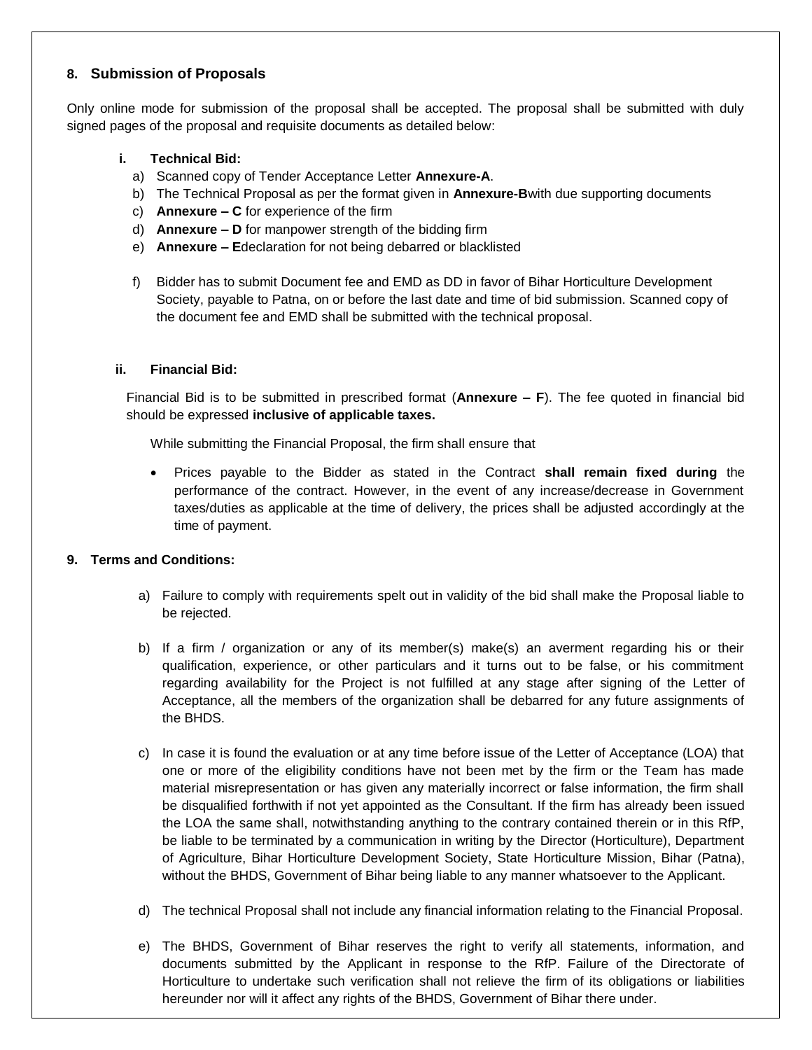## 8. Submission of Proposals

Only online mode for submission of the proposal shall be accepted. The proposal shall be submitted with duly signed pages of the proposal and requisite documents as detailed below:

### i. Technical Bid:

a) Scanned copy of Tender Acceptance Letter **Annexure-A**.

b) The Technical Proposal as per the format given in **Annexure-B**with due supporting documents

c) **Annexure – C** for experience of the firm

d) **Annexure – D** for manpower strength of the bidding firm

e) **Annexure – E**declaration for not being debarred or blacklisted

f) Bidder has to submit Document fee and EMD as DD in favor of Bihar Horticulture Development Society, payable to Patna, on or before the last date and time of bid submission. Scanned copy of the document fee and EMD shall be submitted with the technical proposal.

### ii. Financial Bid:

Financial Bid is to be submitted in prescribed format (**Annexure – F**). The fee quoted in financial bid should be expressed **inclusive of applicable taxes.**

While submitting the Financial Proposal, the firm shall ensure that

- Prices payable to the Bidder as stated in the Contract **shall remain fixed during** the performance of the contract. However, in the event of any increase/decrease in Government taxes/duties as applicable at the time of delivery, the prices shall be adjusted accordingly at the time of payment.

## 9. Terms and Conditions:

a) Failure to comply with requirements spelt out in validity of the bid shall make the Proposal liable to be rejected.

b) If a firm / organization or any of its member(s) make(s) an averment regarding his or their qualification, experience, or other particulars and it turns out to be false, or his commitment regarding availability for the Project is not fulfilled at any stage after signing of the Letter of Acceptance, all the members of the organization shall be debarred for any future assignments of the BHDS.

c) In case it is found the evaluation or at any time before issue of the Letter of Acceptance (LOA) that one or more of the eligibility conditions have not been met by the firm or the Team has made material misrepresentation or has given any materially incorrect or false information, the firm shall be disqualified forthwith if not yet appointed as the Consultant. If the firm has already been issued the LOA the same shall, notwithstanding anything to the contrary contained therein or in this RfP, be liable to be terminated by a communication in writing by the Director (Horticulture), Department of Agriculture, Bihar Horticulture Development Society, State Horticulture Mission, Bihar (Patna), without the BHDS, Government of Bihar being liable to any manner whatsoever to the Applicant.

d) The technical Proposal shall not include any financial information relating to the Financial Proposal.

e) The BHDS, Government of Bihar reserves the right to verify all statements, information, and documents submitted by the Applicant in response to the RfP. Failure of the Directorate of Horticulture to undertake such verification shall not relieve the firm of its obligations or liabilities hereunder nor will it affect any rights of the BHDS, Government of Bihar there under.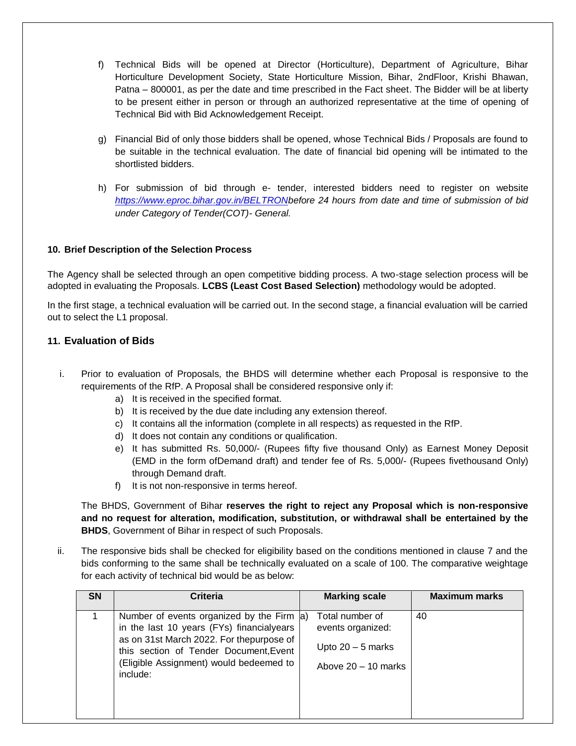f) Technical Bids will be opened at Director (Horticulture), Department of Agriculture, Bihar Horticulture Development Society, State Horticulture Mission, Bihar, 2ndFloor, Krishi Bhawan, Patna – 800001, as per the date and time prescribed in the Fact sheet. The Bidder will be at liberty to be present either in person or through an authorized representative at the time of opening of Technical Bid with Bid Acknowledgement Receipt.

g) Financial Bid of only those bidders shall be opened, whose Technical Bids / Proposals are found to be suitable in the technical evaluation. The date of financial bid opening will be intimated to the shortlisted bidders.

h) For submission of bid through e- tender, interested bidders need to register on website [https://www.eproc.bihar.gov.in/BELTRON](https://www.eproc.bihar.gov.in/BELTRON)*before 24 hours from date and time of submission of bid under Category of Tender(COT)- General.*

**10. Brief Description of the Selection Process**

The Agency shall be selected through an open competitive bidding process. A two-stage selection process will be adopted in evaluating the Proposals. **LCBS (Least Cost Based Selection)** methodology would be adopted.

In the first stage, a technical evaluation will be carried out. In the second stage, a financial evaluation will be carried out to select the L1 proposal.

## 11. Evaluation of Bids

i. Prior to evaluation of Proposals, the BHDS will determine whether each Proposal is responsive to the requirements of the RfP. A Proposal shall be considered responsive only if:
   a) It is received in the specified format.
   b) It is received by the due date including any extension thereof.
   c) It contains all the information (complete in all respects) as requested in the RfP.
   d) It does not contain any conditions or qualification.
   e) It has submitted Rs. 50,000/- (Rupees fifty five thousand Only) as Earnest Money Deposit (EMD in the form ofDemand draft) and tender fee of Rs. 5,000/- (Rupees fivethousand Only) through Demand draft.
   f) It is not non-responsive in terms hereof.

   The BHDS, Government of Bihar **reserves the right to reject any Proposal which is non-responsive and no request for alteration, modification, substitution, or withdrawal shall be entertained by the BHDS**, Government of Bihar in respect of such Proposals.

ii. The responsive bids shall be checked for eligibility based on the conditions mentioned in clause 7 and the bids conforming to the same shall be technically evaluated on a scale of 100. The comparative weightage for each activity of technical bid would be as below:

| SN | Criteria | Marking scale | Maximum marks |
|---|---|---|---|
| 1 | Number of events organized by the Firm in the last 10 years (FYs) financialyears as on 31st March 2022. For thepurpose of this section of Tender Document,Event (Eligible Assignment) would bedeemed to include: | a) Total number of events organized:<br>Upto 20 – 5 marks<br>Above 20 – 10 marks | 40 |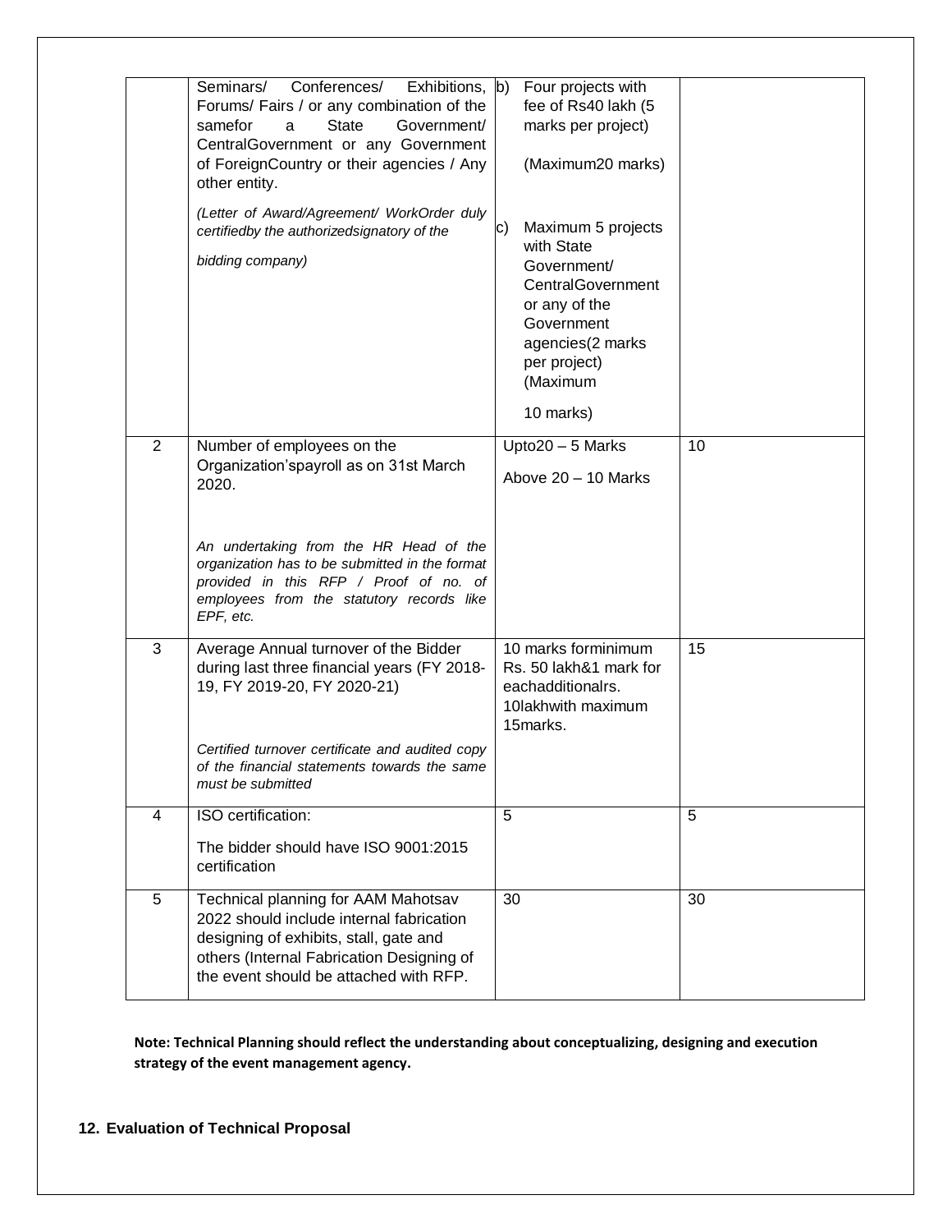| | | | |
|---|---|---|---|
| | Seminars/ Conferences/ Exhibitions, Forums/ Fairs / or any combination of the samefor a State Government/ CentralGovernment or any Government of ForeignCountry or their agencies / Any other entity.<br><br>*(Letter of Award/Agreement/ WorkOrder duly certifiedby the authorizedsignatory of the bidding company)* | b) Four projects with fee of Rs40 lakh (5 marks per project)<br>(Maximum20 marks)<br><br>c) Maximum 5 projects with State Government/ CentralGovernment or any of the Government agencies(2 marks per project) (Maximum 10 marks) | |
| 2 | Number of employees on the Organization'spayroll as on 31st March 2020.<br><br>*An undertaking from the HR Head of the organization has to be submitted in the format provided in this RFP / Proof of no. of employees from the statutory records like EPF, etc.* | Upto20 – 5 Marks<br>Above 20 – 10 Marks | 10 |
| 3 | Average Annual turnover of the Bidder during last three financial years (FY 2018-19, FY 2019-20, FY 2020-21)<br><br>*Certified turnover certificate and audited copy of the financial statements towards the same must be submitted* | 10 marks forminimum Rs. 50 lakh&1 mark for eachadditionalrs. 10lakhwith maximum 15marks. | 15 |
| 4 | ISO certification:<br>The bidder should have ISO 9001:2015 certification | 5 | 5 |
| 5 | Technical planning for AAM Mahotsav 2022 should include internal fabrication designing of exhibits, stall, gate and others (Internal Fabrication Designing of the event should be attached with RFP. | 30 | 30 |

**Note: Technical Planning should reflect the understanding about conceptualizing, designing and execution strategy of the event management agency.**

### 12. Evaluation of Technical Proposal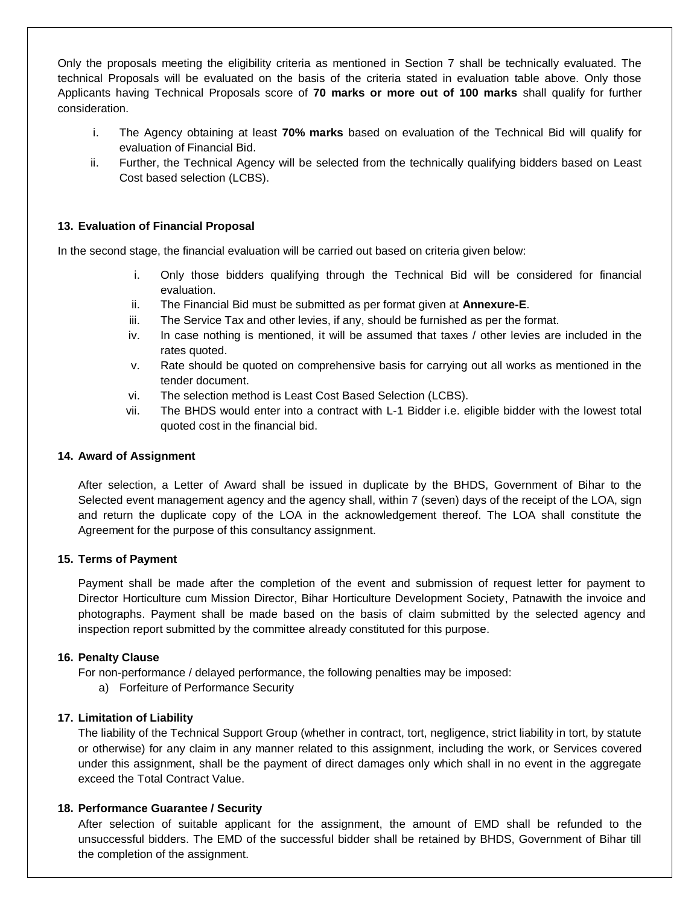Only the proposals meeting the eligibility criteria as mentioned in Section 7 shall be technically evaluated. The technical Proposals will be evaluated on the basis of the criteria stated in evaluation table above. Only those Applicants having Technical Proposals score of **70 marks or more out of 100 marks** shall qualify for further consideration.

i. The Agency obtaining at least **70% marks** based on evaluation of the Technical Bid will qualify for evaluation of Financial Bid.
ii. Further, the Technical Agency will be selected from the technically qualifying bidders based on Least Cost based selection (LCBS).

#### 13. Evaluation of Financial Proposal

In the second stage, the financial evaluation will be carried out based on criteria given below:

i. Only those bidders qualifying through the Technical Bid will be considered for financial evaluation.
ii. The Financial Bid must be submitted as per format given at **Annexure-E**.
iii. The Service Tax and other levies, if any, should be furnished as per the format.
iv. In case nothing is mentioned, it will be assumed that taxes / other levies are included in the rates quoted.
v. Rate should be quoted on comprehensive basis for carrying out all works as mentioned in the tender document.
vi. The selection method is Least Cost Based Selection (LCBS).
vii. The BHDS would enter into a contract with L-1 Bidder i.e. eligible bidder with the lowest total quoted cost in the financial bid.

#### 14. Award of Assignment

After selection, a Letter of Award shall be issued in duplicate by the BHDS, Government of Bihar to the Selected event management agency and the agency shall, within 7 (seven) days of the receipt of the LOA, sign and return the duplicate copy of the LOA in the acknowledgement thereof. The LOA shall constitute the Agreement for the purpose of this consultancy assignment.

#### 15. Terms of Payment

Payment shall be made after the completion of the event and submission of request letter for payment to Director Horticulture cum Mission Director, Bihar Horticulture Development Society, Patnawith the invoice and photographs. Payment shall be made based on the basis of claim submitted by the selected agency and inspection report submitted by the committee already constituted for this purpose.

#### 16. Penalty Clause

For non-performance / delayed performance, the following penalties may be imposed:

a) Forfeiture of Performance Security

#### 17. Limitation of Liability

The liability of the Technical Support Group (whether in contract, tort, negligence, strict liability in tort, by statute or otherwise) for any claim in any manner related to this assignment, including the work, or Services covered under this assignment, shall be the payment of direct damages only which shall in no event in the aggregate exceed the Total Contract Value.

#### 18. Performance Guarantee / Security

After selection of suitable applicant for the assignment, the amount of EMD shall be refunded to the unsuccessful bidders. The EMD of the successful bidder shall be retained by BHDS, Government of Bihar till the completion of the assignment.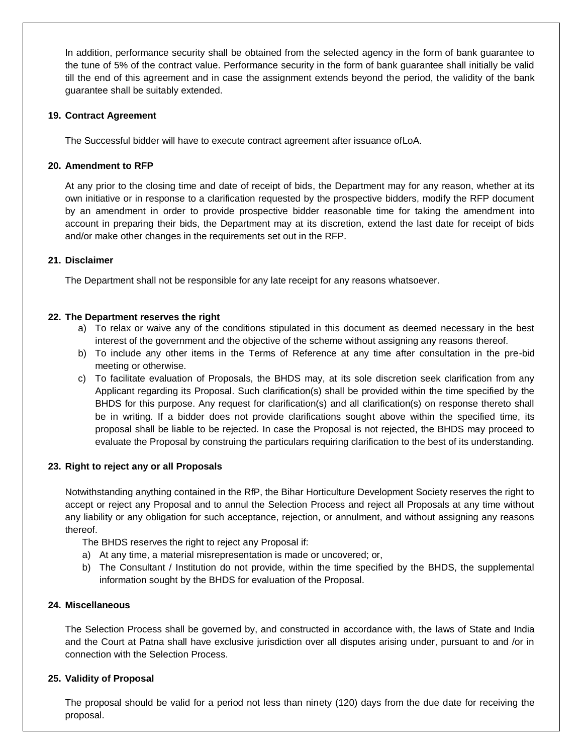In addition, performance security shall be obtained from the selected agency in the form of bank guarantee to the tune of 5% of the contract value. Performance security in the form of bank guarantee shall initially be valid till the end of this agreement and in case the assignment extends beyond the period, the validity of the bank guarantee shall be suitably extended.

### 19. Contract Agreement

The Successful bidder will have to execute contract agreement after issuance ofLoA.

### 20. Amendment to RFP

At any prior to the closing time and date of receipt of bids, the Department may for any reason, whether at its own initiative or in response to a clarification requested by the prospective bidders, modify the RFP document by an amendment in order to provide prospective bidder reasonable time for taking the amendment into account in preparing their bids, the Department may at its discretion, extend the last date for receipt of bids and/or make other changes in the requirements set out in the RFP.

### 21. Disclaimer

The Department shall not be responsible for any late receipt for any reasons whatsoever.

### 22. The Department reserves the right

a) To relax or waive any of the conditions stipulated in this document as deemed necessary in the best interest of the government and the objective of the scheme without assigning any reasons thereof.

b) To include any other items in the Terms of Reference at any time after consultation in the pre-bid meeting or otherwise.

c) To facilitate evaluation of Proposals, the BHDS may, at its sole discretion seek clarification from any Applicant regarding its Proposal. Such clarification(s) shall be provided within the time specified by the BHDS for this purpose. Any request for clarification(s) and all clarification(s) on response thereto shall be in writing. If a bidder does not provide clarifications sought above within the specified time, its proposal shall be liable to be rejected. In case the Proposal is not rejected, the BHDS may proceed to evaluate the Proposal by construing the particulars requiring clarification to the best of its understanding.

### 23. Right to reject any or all Proposals

Notwithstanding anything contained in the RfP, the Bihar Horticulture Development Society reserves the right to accept or reject any Proposal and to annul the Selection Process and reject all Proposals at any time without any liability or any obligation for such acceptance, rejection, or annulment, and without assigning any reasons thereof.

The BHDS reserves the right to reject any Proposal if:

a) At any time, a material misrepresentation is made or uncovered; or,

b) The Consultant / Institution do not provide, within the time specified by the BHDS, the supplemental information sought by the BHDS for evaluation of the Proposal.

### 24. Miscellaneous

The Selection Process shall be governed by, and constructed in accordance with, the laws of State and India and the Court at Patna shall have exclusive jurisdiction over all disputes arising under, pursuant to and /or in connection with the Selection Process.

### 25. Validity of Proposal

The proposal should be valid for a period not less than ninety (120) days from the due date for receiving the proposal.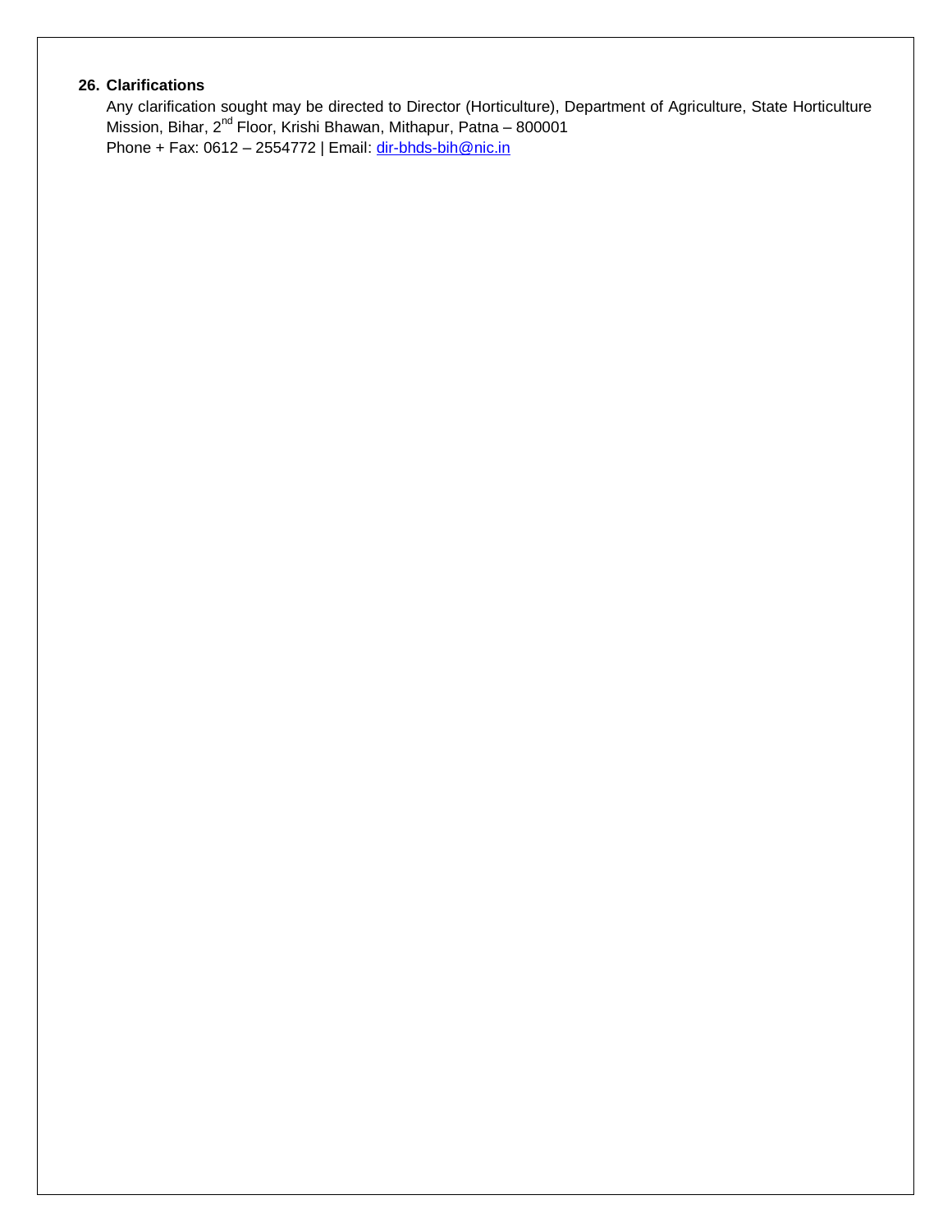**26. Clarifications**

Any clarification sought may be directed to Director (Horticulture), Department of Agriculture, State Horticulture Mission, Bihar, 2nd Floor, Krishi Bhawan, Mithapur, Patna – 800001

Phone + Fax: 0612 – 2554772 | Email: dir-bhds-bih@nic.in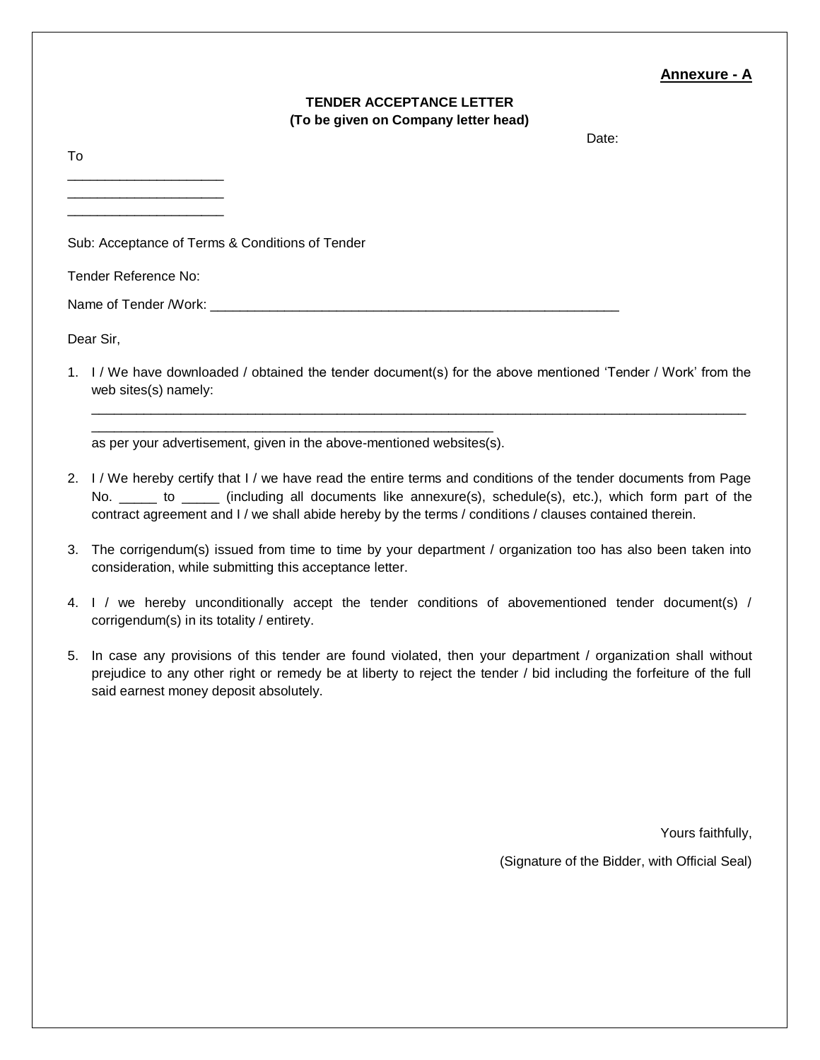**Annexure - A**

**TENDER ACCEPTANCE LETTER**
**(To be given on Company letter head)**

Date:

To
____________________
____________________
____________________

Sub: Acceptance of Terms & Conditions of Tender

Tender Reference No:

Name of Tender /Work: ________________________________________________________

Dear Sir,

1. I / We have downloaded / obtained the tender document(s) for the above mentioned 'Tender / Work' from the web sites(s) namely:
   ____________________________________________________________________________________________
   ________________________________________________________
   as per your advertisement, given in the above-mentioned websites(s).

2. I / We hereby certify that I / we have read the entire terms and conditions of the tender documents from Page No. _____ to _____ (including all documents like annexure(s), schedule(s), etc.), which form part of the contract agreement and I / we shall abide hereby by the terms / conditions / clauses contained therein.

3. The corrigendum(s) issued from time to time by your department / organization too has also been taken into consideration, while submitting this acceptance letter.

4. I / we hereby unconditionally accept the tender conditions of abovementioned tender document(s) / corrigendum(s) in its totality / entirety.

5. In case any provisions of this tender are found violated, then your department / organization shall without prejudice to any other right or remedy be at liberty to reject the tender / bid including the forfeiture of the full said earnest money deposit absolutely.

Yours faithfully,

(Signature of the Bidder, with Official Seal)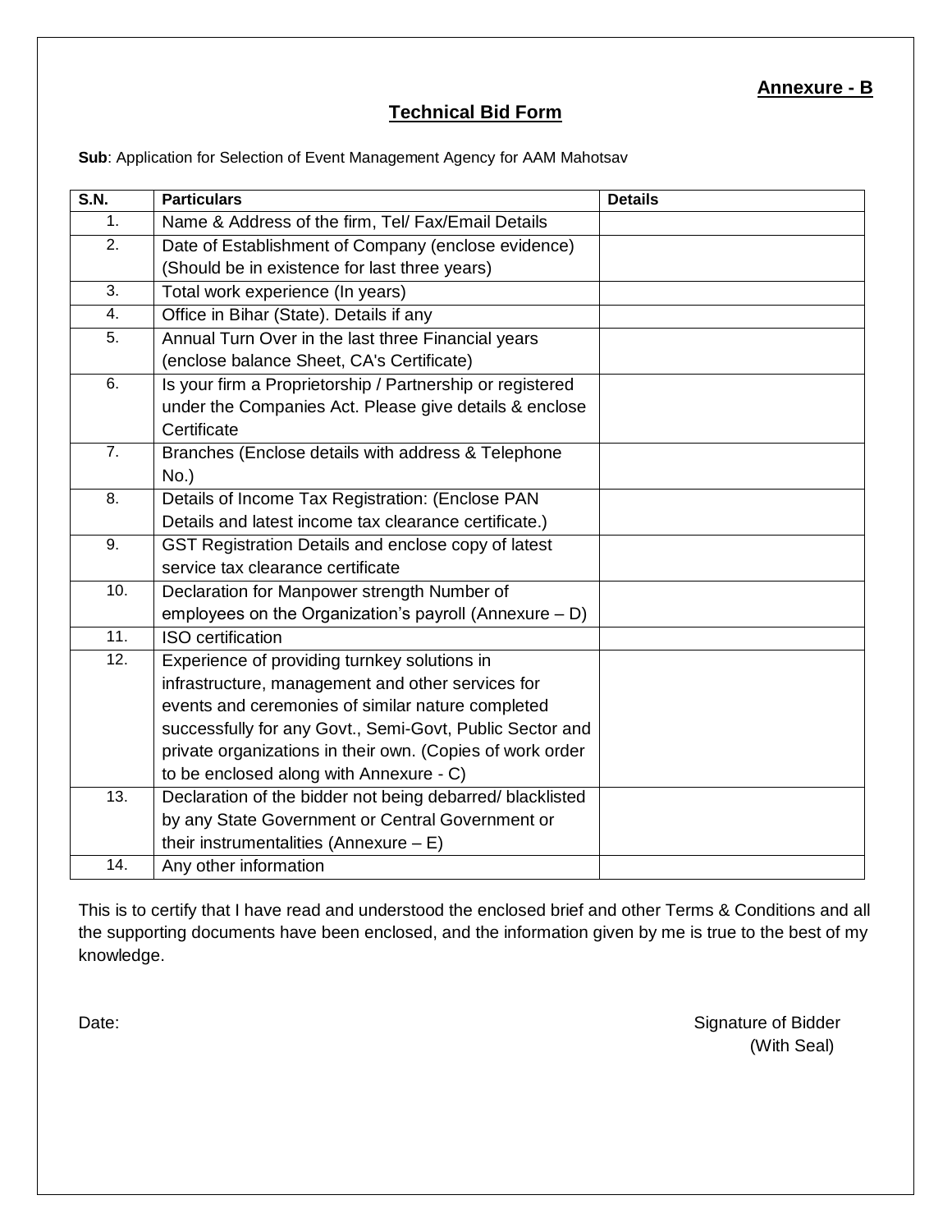**Annexure - B**

## Technical Bid Form

**Sub**: Application for Selection of Event Management Agency for AAM Mahotsav

| S.N. | Particulars | Details |
|---|---|---|
| 1. | Name & Address of the firm, Tel/ Fax/Email Details | |
| 2. | Date of Establishment of Company (enclose evidence) (Should be in existence for last three years) | |
| 3. | Total work experience (In years) | |
| 4. | Office in Bihar (State). Details if any | |
| 5. | Annual Turn Over in the last three Financial years (enclose balance Sheet, CA's Certificate) | |
| 6. | Is your firm a Proprietorship / Partnership or registered under the Companies Act. Please give details & enclose Certificate | |
| 7. | Branches (Enclose details with address & Telephone No.) | |
| 8. | Details of Income Tax Registration: (Enclose PAN Details and latest income tax clearance certificate.) | |
| 9. | GST Registration Details and enclose copy of latest service tax clearance certificate | |
| 10. | Declaration for Manpower strength Number of employees on the Organization's payroll (Annexure – D) | |
| 11. | ISO certification | |
| 12. | Experience of providing turnkey solutions in infrastructure, management and other services for events and ceremonies of similar nature completed successfully for any Govt., Semi-Govt, Public Sector and private organizations in their own. (Copies of work order to be enclosed along with Annexure - C) | |
| 13. | Declaration of the bidder not being debarred/ blacklisted by any State Government or Central Government or their instrumentalities (Annexure – E) | |
| 14. | Any other information | |

This is to certify that I have read and understood the enclosed brief and other Terms & Conditions and all the supporting documents have been enclosed, and the information given by me is true to the best of my knowledge.

Date:

Signature of Bidder
(With Seal)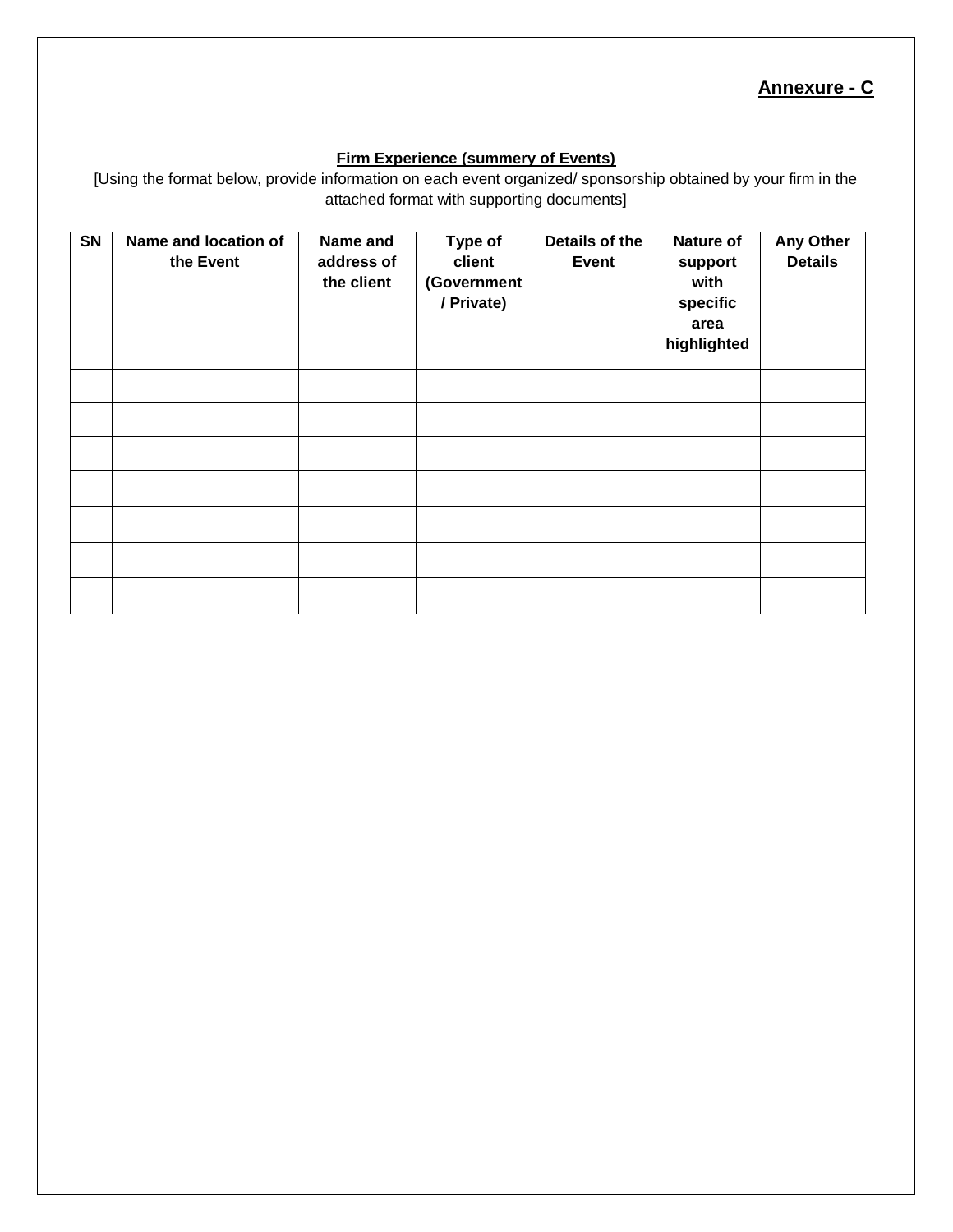**Annexure - C**

**Firm Experience (summery of Events)**

[Using the format below, provide information on each event organized/ sponsorship obtained by your firm in the attached format with supporting documents]

| SN | Name and location of the Event | Name and address of the client | Type of client (Government / Private) | Details of the Event | Nature of support with specific area highlighted | Any Other Details |
|---|---|---|---|---|---|---|
| | | | | | | |
| | | | | | | |
| | | | | | | |
| | | | | | | |
| | | | | | | |
| | | | | | | |
| | | | | | | |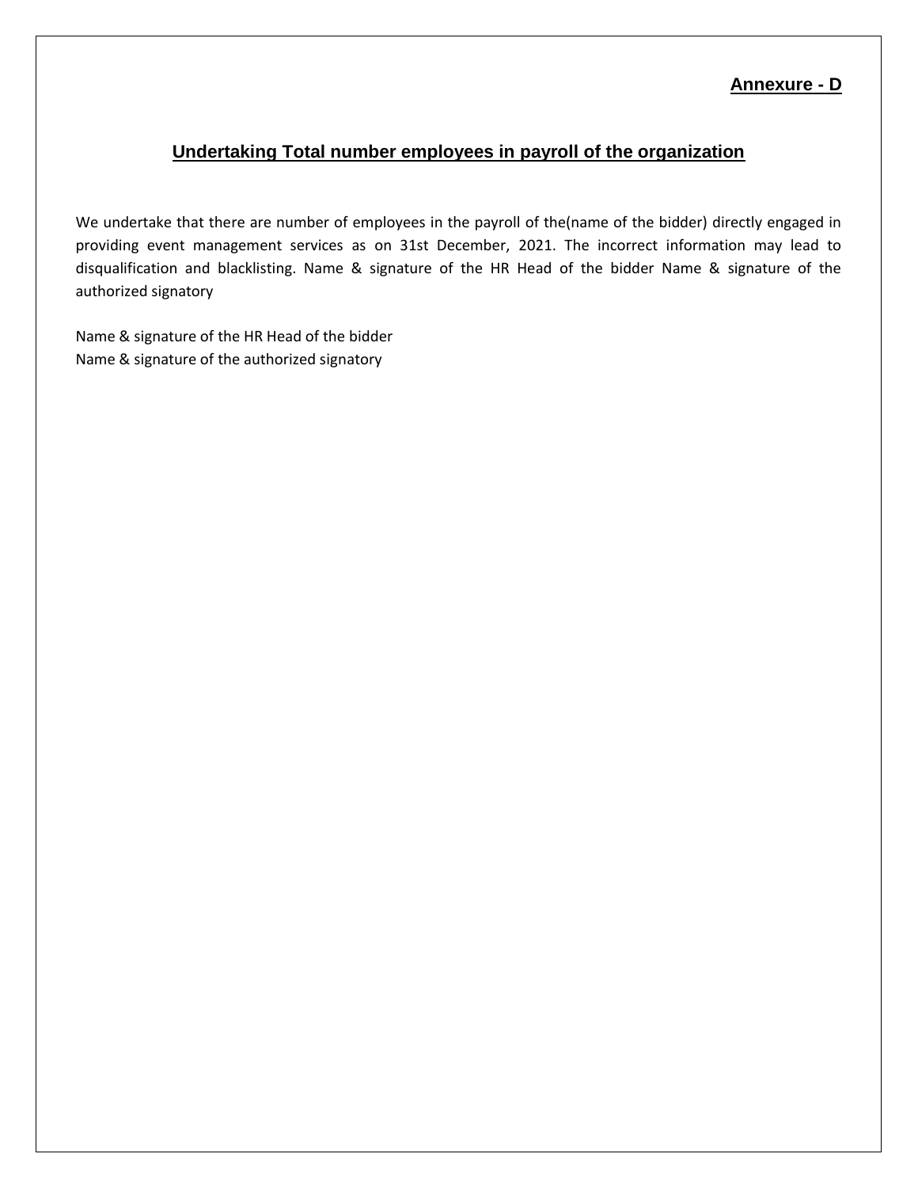**Annexure - D**

## Undertaking Total number employees in payroll of the organization

We undertake that there are number of employees in the payroll of the(name of the bidder) directly engaged in providing event management services as on 31st December, 2021. The incorrect information may lead to disqualification and blacklisting. Name & signature of the HR Head of the bidder Name & signature of the authorized signatory

Name & signature of the HR Head of the bidder
Name & signature of the authorized signatory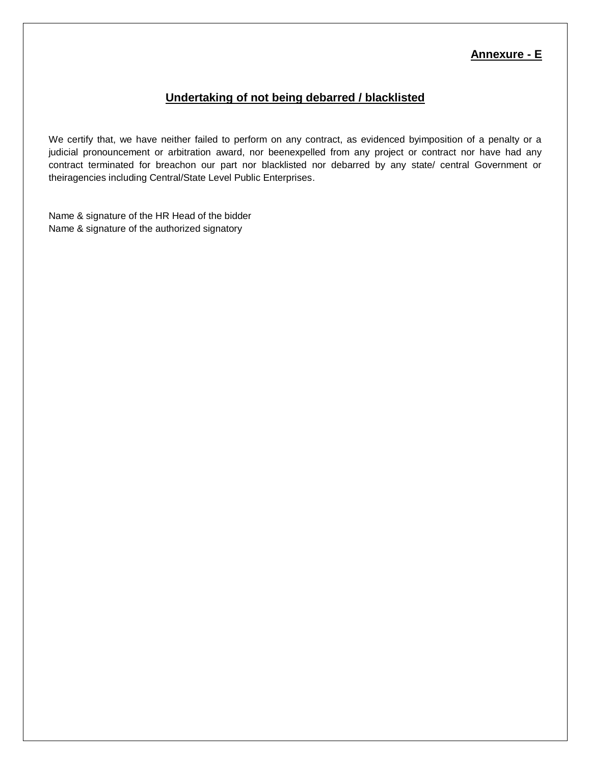**Annexure - E**

## Undertaking of not being debarred / blacklisted

We certify that, we have neither failed to perform on any contract, as evidenced byimposition of a penalty or a judicial pronouncement or arbitration award, nor beenexpelled from any project or contract nor have had any contract terminated for breachon our part nor blacklisted nor debarred by any state/ central Government or theiragencies including Central/State Level Public Enterprises.

Name & signature of the HR Head of the bidder
Name & signature of the authorized signatory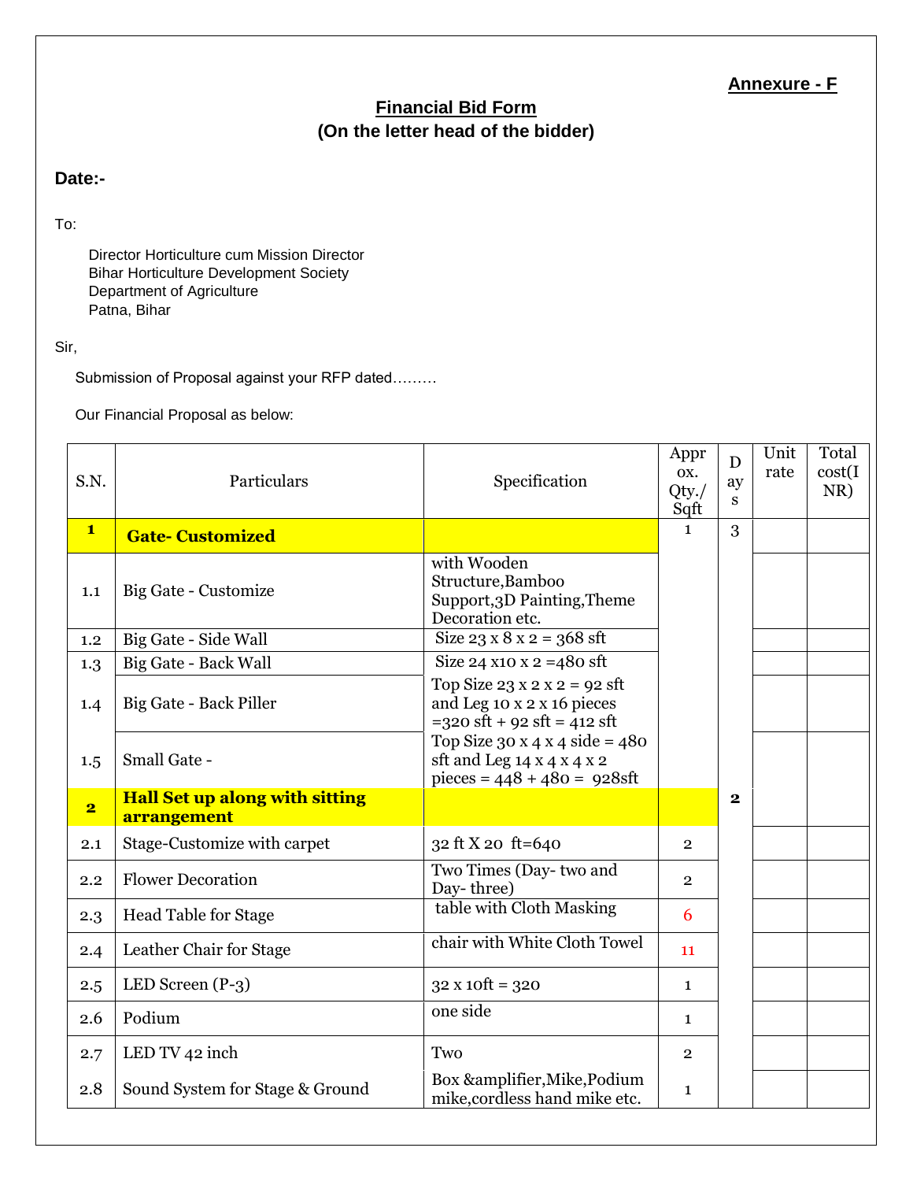**Annexure - F**

## Financial Bid Form
### (On the letter head of the bidder)

**Date:-**

To:

Director Horticulture cum Mission Director
Bihar Horticulture Development Society
Department of Agriculture
Patna, Bihar

Sir,

Submission of Proposal against your RFP dated………

Our Financial Proposal as below:

| S.N. | Particulars | Specification | Approx. Qty./ Sqft | Days | Unit rate | Total cost(INR) |
|---|---|---|---|---|---|---|
| **1** | **Gate- Customized** | | 1 | 3 | | |
| 1.1 | Big Gate - Customize | with Wooden Structure,Bamboo Support,3D Painting,Theme Decoration etc. | | | | |
| 1.2 | Big Gate - Side Wall | Size 23 x 8 x 2 = 368 sft | | | | |
| 1.3 | Big Gate - Back Wall | Size 24 x10 x 2 =480 sft | | | | |
| 1.4 | Big Gate - Back Piller | Top Size 23 x 2 x 2 = 92 sft and Leg 10 x 2 x 16 pieces =320 sft + 92 sft = 412 sft | | | | |
| 1.5 | Small Gate - | Top Size 30 x 4 x 4 side = 480 sft and Leg 14 x 4 x 4 x 2 pieces = 448 + 480 = 928sft | | | | |
| **2** | **Hall Set up along with sitting arrangement** | | | **2** | | |
| 2.1 | Stage-Customize with carpet | 32 ft X 20 ft=640 | 2 | | | |
| 2.2 | Flower Decoration | Two Times (Day- two and Day- three) | 2 | | | |
| 2.3 | Head Table for Stage | table with Cloth Masking | 6 | | | |
| 2.4 | Leather Chair for Stage | chair with White Cloth Towel | 11 | | | |
| 2.5 | LED Screen (P-3) | 32 x 10ft = 320 | 1 | | | |
| 2.6 | Podium | one side | 1 | | | |
| 2.7 | LED TV 42 inch | Two | 2 | | | |
| 2.8 | Sound System for Stage & Ground | Box &amplifier,Mike,Podium mike,cordless hand mike etc. | 1 | | | |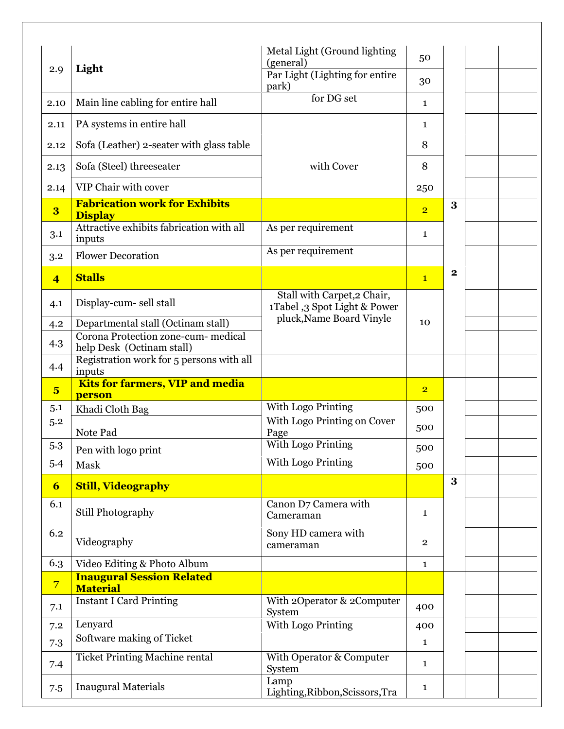| | | | | | | |
|---|---|---|---|---|---|---|
| 2.9 | **Light** | Metal Light (Ground lighting (general) | 50 | | | |
| | | Par Light (Lighting for entire park) | 30 | | | |
| 2.10 | Main line cabling for entire hall | for DG set | 1 | | | |
| 2.11 | PA systems in entire hall | | 1 | | | |
| 2.12 | Sofa (Leather) 2-seater with glass table | | 8 | | | |
| 2.13 | Sofa (Steel) threeseater | with Cover | 8 | | | |
| 2.14 | VIP Chair with cover | | 250 | | | |
| **3** | **Fabrication work for Exhibits Display** | | 2 | **3** | | |
| 3.1 | Attractive exhibits fabrication with all inputs | As per requirement | 1 | | | |
| 3.2 | Flower Decoration | As per requirement | | | | |
| **4** | **Stalls** | | 1 | **2** | | |
| 4.1 | Display-cum- sell stall | Stall with Carpet,2 Chair, 1Tabel ,3 Spot Light & Power pluck,Name Board Vinyle | 10 | | | |
| 4.2 | Departmental stall (Octinam stall) | | | | | |
| 4.3 | Corona Protection zone-cum- medical help Desk (Octinam stall) | | | | | |
| 4.4 | Registration work for 5 persons with all inputs | | | | | |
| **5** | **Kits for farmers, VIP and media person** | | 2 | | | |
| 5.1 | Khadi Cloth Bag | With Logo Printing | 500 | | | |
| 5.2 | Note Pad | With Logo Printing on Cover Page | 500 | | | |
| 5.3 | Pen with logo print | With Logo Printing | 500 | | | |
| 5.4 | Mask | With Logo Printing | 500 | | | |
| **6** | **Still, Videography** | | | **3** | | |
| 6.1 | Still Photography | Canon D7 Camera with Cameraman | 1 | | | |
| 6.2 | Videography | Sony HD camera with cameraman | 2 | | | |
| 6.3 | Video Editing & Photo Album | | 1 | | | |
| **7** | **Inaugural Session Related Material** | | | | | |
| 7.1 | Instant I Card Printing | With 2Operator & 2Computer System | 400 | | | |
| 7.2 | Lenyard | With Logo Printing | 400 | | | |
| 7.3 | Software making of Ticket | | 1 | | | |
| 7.4 | Ticket Printing Machine rental | With Operator & Computer System | 1 | | | |
| 7.5 | Inaugural Materials | Lamp Lighting,Ribbon,Scissors,Tra | 1 | | | |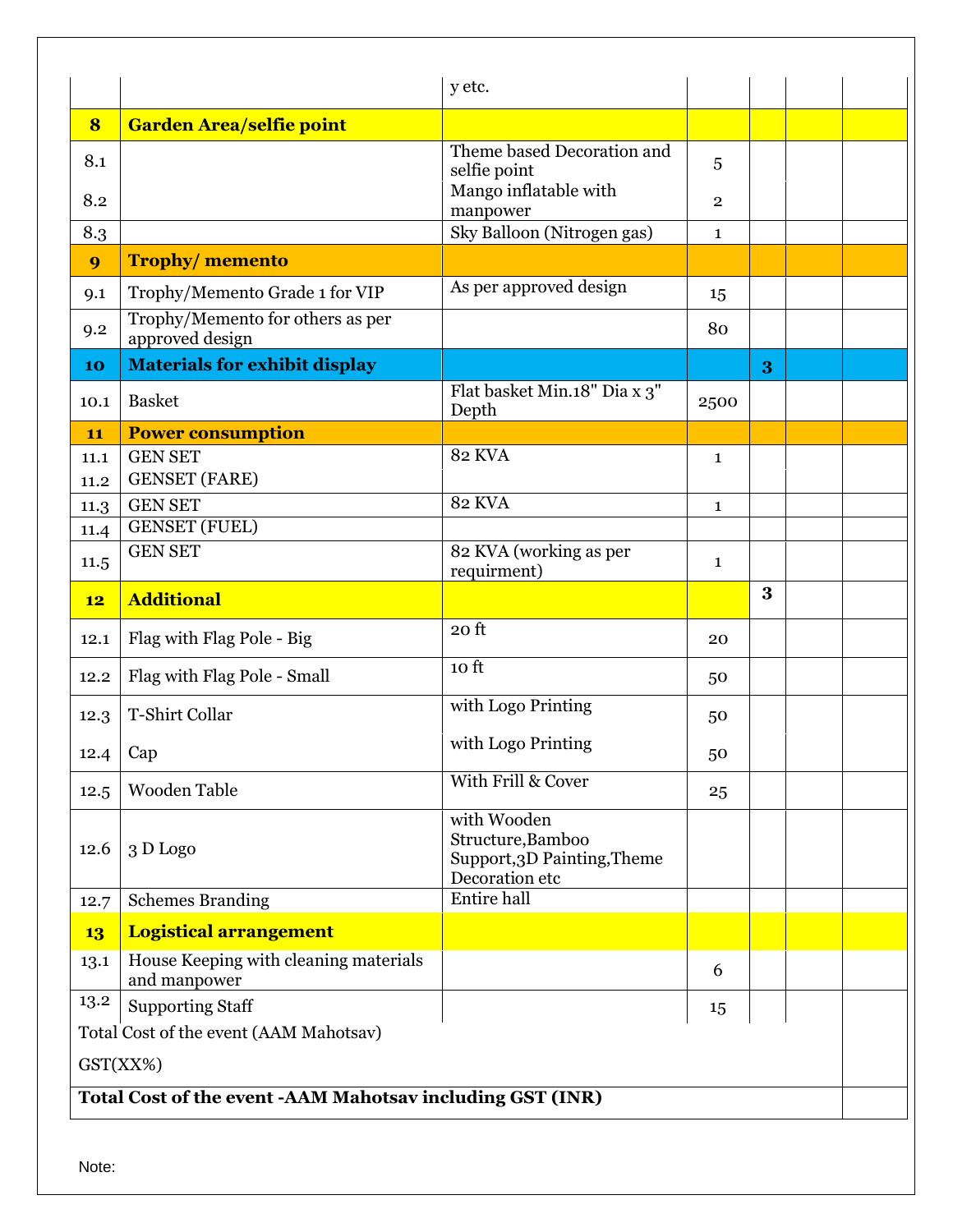| | | | | | | |
|---|---|---|---|---|---|---|
| | | y etc. | | | | |
| **8** | **Garden Area/selfie point** | | | | | |
| 8.1 | | Theme based Decoration and selfie point | 5 | | | |
| 8.2 | | Mango inflatable with manpower | 2 | | | |
| 8.3 | | Sky Balloon (Nitrogen gas) | 1 | | | |
| **9** | **Trophy/ memento** | | | | | |
| 9.1 | Trophy/Memento Grade 1 for VIP | As per approved design | 15 | | | |
| 9.2 | Trophy/Memento for others as per approved design | | 80 | | | |
| **10** | **Materials for exhibit display** | | | **3** | | |
| 10.1 | Basket | Flat basket Min.18" Dia x 3" Depth | 2500 | | | |
| **11** | **Power consumption** | | | | | |
| 11.1 | GEN SET | 82 KVA | 1 | | | |
| 11.2 | GENSET (FARE) | | | | | |
| 11.3 | GEN SET | 82 KVA | 1 | | | |
| 11.4 | GENSET (FUEL) | | | | | |
| 11.5 | GEN SET | 82 KVA (working as per requirment) | 1 | | | |
| **12** | **Additional** | | | **3** | | |
| 12.1 | Flag with Flag Pole - Big | 20 ft | 20 | | | |
| 12.2 | Flag with Flag Pole - Small | 10 ft | 50 | | | |
| 12.3 | T-Shirt Collar | with Logo Printing | 50 | | | |
| 12.4 | Cap | with Logo Printing | 50 | | | |
| 12.5 | Wooden Table | With Frill & Cover | 25 | | | |
| 12.6 | 3 D Logo | with Wooden Structure,Bamboo Support,3D Painting,Theme Decoration etc | | | | |
| 12.7 | Schemes Branding | Entire hall | | | | |
| **13** | **Logistical arrangement** | | | | | |
| 13.1 | House Keeping with cleaning materials and manpower | | 6 | | | |
| 13.2 | Supporting Staff | | 15 | | | |
| Total Cost of the event (AAM Mahotsav) | | | | | | |
| GST(XX%) | | | | | | |
| **Total Cost of the event -AAM Mahotsav including GST (INR)** | | | | | | |

Note: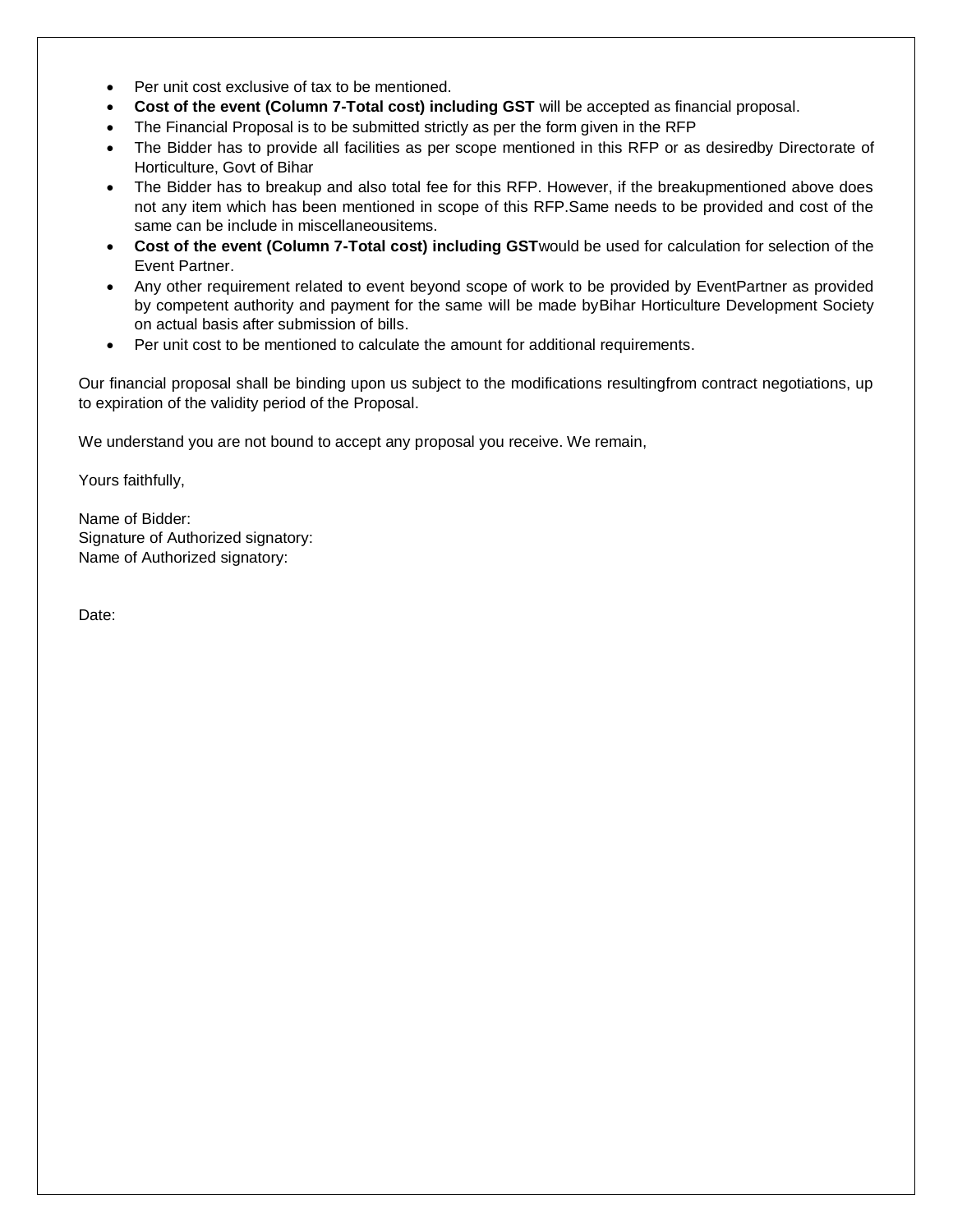- Per unit cost exclusive of tax to be mentioned.
- **Cost of the event (Column 7-Total cost) including GST** will be accepted as financial proposal.
- The Financial Proposal is to be submitted strictly as per the form given in the RFP
- The Bidder has to provide all facilities as per scope mentioned in this RFP or as desiredby Directorate of Horticulture, Govt of Bihar
- The Bidder has to breakup and also total fee for this RFP. However, if the breakupmentioned above does not any item which has been mentioned in scope of this RFP.Same needs to be provided and cost of the same can be include in miscellaneousitems.
- **Cost of the event (Column 7-Total cost) including GST**would be used for calculation for selection of the Event Partner.
- Any other requirement related to event beyond scope of work to be provided by EventPartner as provided by competent authority and payment for the same will be made byBihar Horticulture Development Society on actual basis after submission of bills.
- Per unit cost to be mentioned to calculate the amount for additional requirements.

Our financial proposal shall be binding upon us subject to the modifications resultingfrom contract negotiations, up to expiration of the validity period of the Proposal.

We understand you are not bound to accept any proposal you receive. We remain,

Yours faithfully,

Name of Bidder:
Signature of Authorized signatory:
Name of Authorized signatory:

Date: